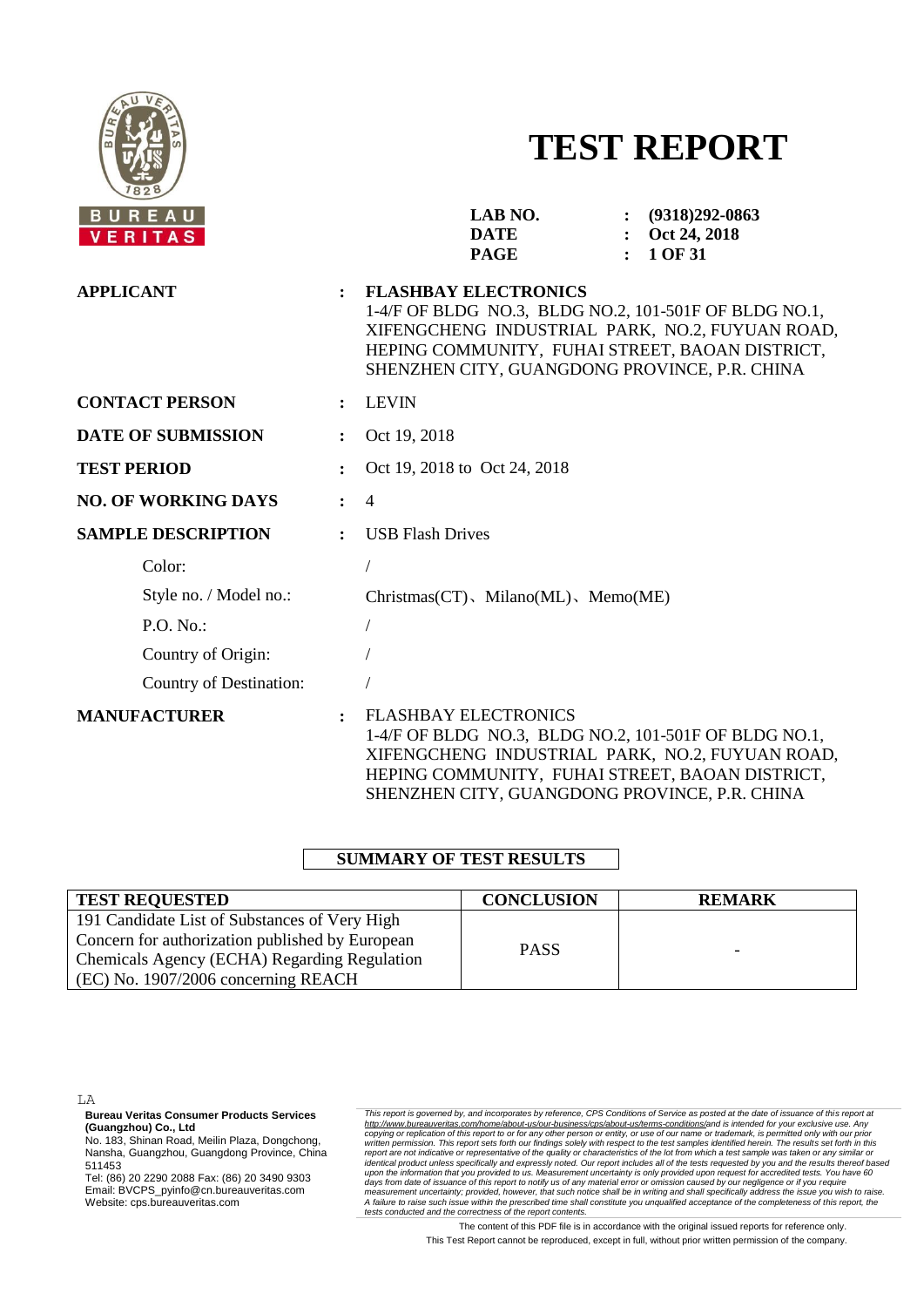# TEST REPORT

**BUREAU VERITAS**

| | | |
|---|---|---|
| **LAB NO.** | : | **(9318)292-0863** |
| **DATE** | : | **Oct 24, 2018** |

**APPLICANT** : **FLASHBAY ELECTRONICS**
1-4/F OF BLDG NO.3, BLDG NO.2, 101-501F OF BLDG NO.1, XIFENGCHENG INDUSTRIAL PARK, NO.2, FUYUAN ROAD, HEPING COMMUNITY, FUHAI STREET, BAOAN DISTRICT, SHENZHEN CITY, GUANGDONG PROVINCE, P.R. CHINA

**CONTACT PERSON** : LEVIN

**DATE OF SUBMISSION** : Oct 19, 2018

**TEST PERIOD** : Oct 19, 2018 to Oct 24, 2018

**NO. OF WORKING DAYS** : 4

**SAMPLE DESCRIPTION** : USB Flash Drives

- Color: /
- Style no. / Model no.: Christmas(CT)、Milano(ML)、Memo(ME)
- P.O. No.: /
- Country of Origin: /
- Country of Destination: /

**MANUFACTURER** : FLASHBAY ELECTRONICS
1-4/F OF BLDG NO.3, BLDG NO.2, 101-501F OF BLDG NO.1, XIFENGCHENG INDUSTRIAL PARK, NO.2, FUYUAN ROAD, HEPING COMMUNITY, FUHAI STREET, BAOAN DISTRICT, SHENZHEN CITY, GUANGDONG PROVINCE, P.R. CHINA

## SUMMARY OF TEST RESULTS

| TEST REQUESTED | CONCLUSION | REMARK |
|---|---|---|
| 191 Candidate List of Substances of Very High Concern for authorization published by European Chemicals Agency (ECHA) Regarding Regulation (EC) No. 1907/2006 concerning REACH | PASS | - |

LA

**Bureau Veritas Consumer Products Services (Guangzhou) Co., Ltd**
No. 183, Shinan Road, Meilin Plaza, Dongchong, Nansha, Guangzhou, Guangdong Province, China 511453
Tel: (86) 20 2290 2088 Fax: (86) 20 3490 9303
Email: BVCPS_pyinfo@cn.bureauveritas.com
Website: cps.bureauveritas.com

*This report is governed by, and incorporates by reference, CPS Conditions of Service as posted at the date of issuance of this report at http://www.bureauveritas.com/home/about-us/our-business/cps/about-us/terms-conditions/and is intended for your exclusive use. Any copying or replication of this report to or for any other person or entity, or use of our name or trademark, is permitted only with our prior written permission. This report sets forth our findings solely with respect to the test samples identified herein. The results set forth in this report are not indicative or representative of the quality or characteristics of the lot from which a test sample was taken or any similar or identical product unless specifically and expressly noted. Our report includes all of the tests requested by you and the results thereof based upon the information that you provided to us. Measurement uncertainty is only provided upon request for accredited tests. You have 60 days from date of issuance of this report to notify us of any material error or omission caused by our negligence or if you require measurement uncertainty; provided, however, that such notice shall be in writing and shall specifically address the issue you wish to raise. A failure to raise such issue within the prescribed time shall constitute you unqualified acceptance of the completeness of this report, the tests conducted and the correctness of the report contents.*

The content of this PDF file is in accordance with the original issued reports for reference only.
This Test Report cannot be reproduced, except in full, without prior written permission of the company.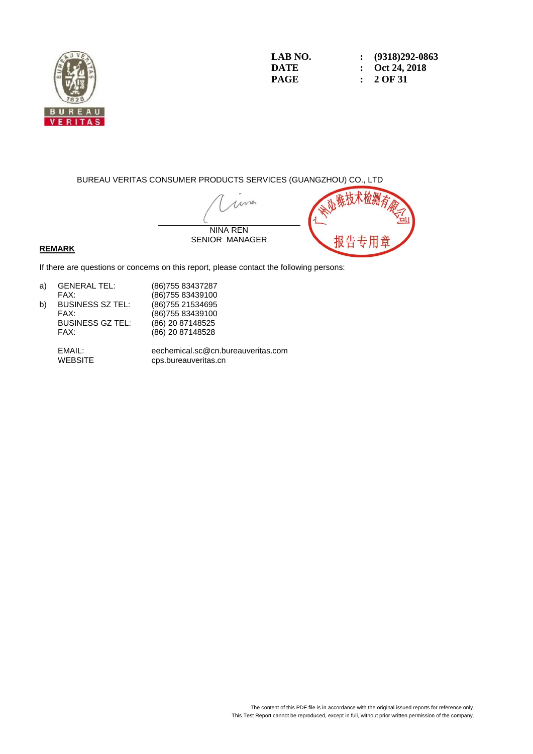| LAB NO. | : | (9318)292-0863 |
|---|---|---|
| DATE | : | Oct 24, 2018 |

BUREAU VERITAS CONSUMER PRODUCTS SERVICES (GUANGZHOU) CO., LTD

NINA REN
SENIOR MANAGER

广州必维技术检测有限公司
报告专用章

**REMARK**

If there are questions or concerns on this report, please contact the following persons:

| | | |
|---|---|---|
| a) | GENERAL TEL: | (86)755 83437287 |
| | FAX: | (86)755 83439100 |
| b) | BUSINESS SZ TEL: | (86)755 21534695 |
| | FAX: | (86)755 83439100 |
| | BUSINESS GZ TEL: | (86) 20 87148525 |
| | FAX: | (86) 20 87148528 |
| | EMAIL: | eechemical.sc@cn.bureauveritas.com |
| | WEBSITE | cps.bureauveritas.cn |

The content of this PDF file is in accordance with the original issued reports for reference only.
This Test Report cannot be reproduced, except in full, without prior written permission of the company.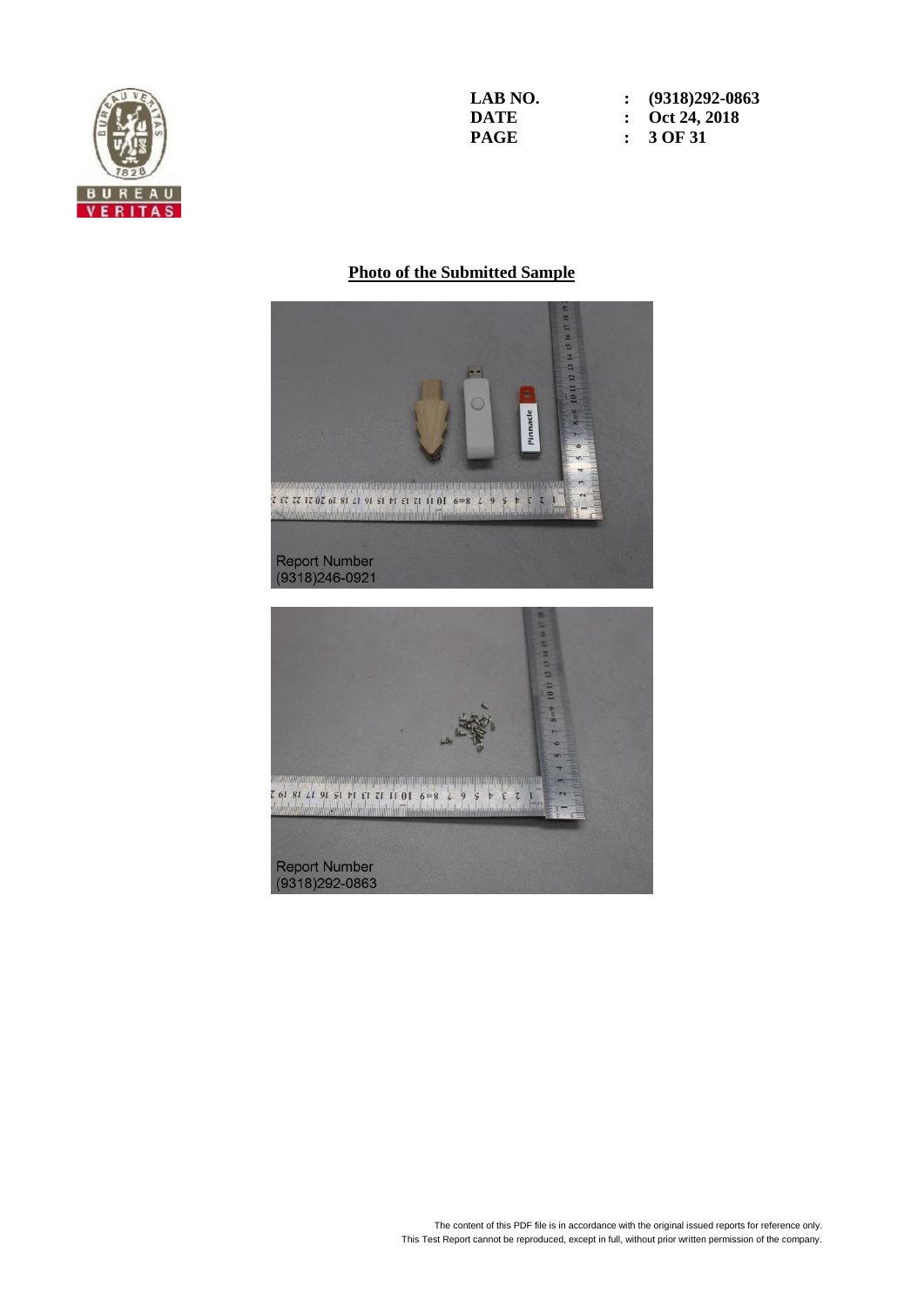| LAB NO. | : (9318)292-0863 |
| --- | --- |
| DATE | : Oct 24, 2018 |
| PAGE | : 3 OF 31 |

## Photo of the Submitted Sample

Report Number
(9318)246-0921

Report Number
(9318)292-0863

The content of this PDF file is in accordance with the original issued reports for reference only.
This Test Report cannot be reproduced, except in full, without prior written permission of the company.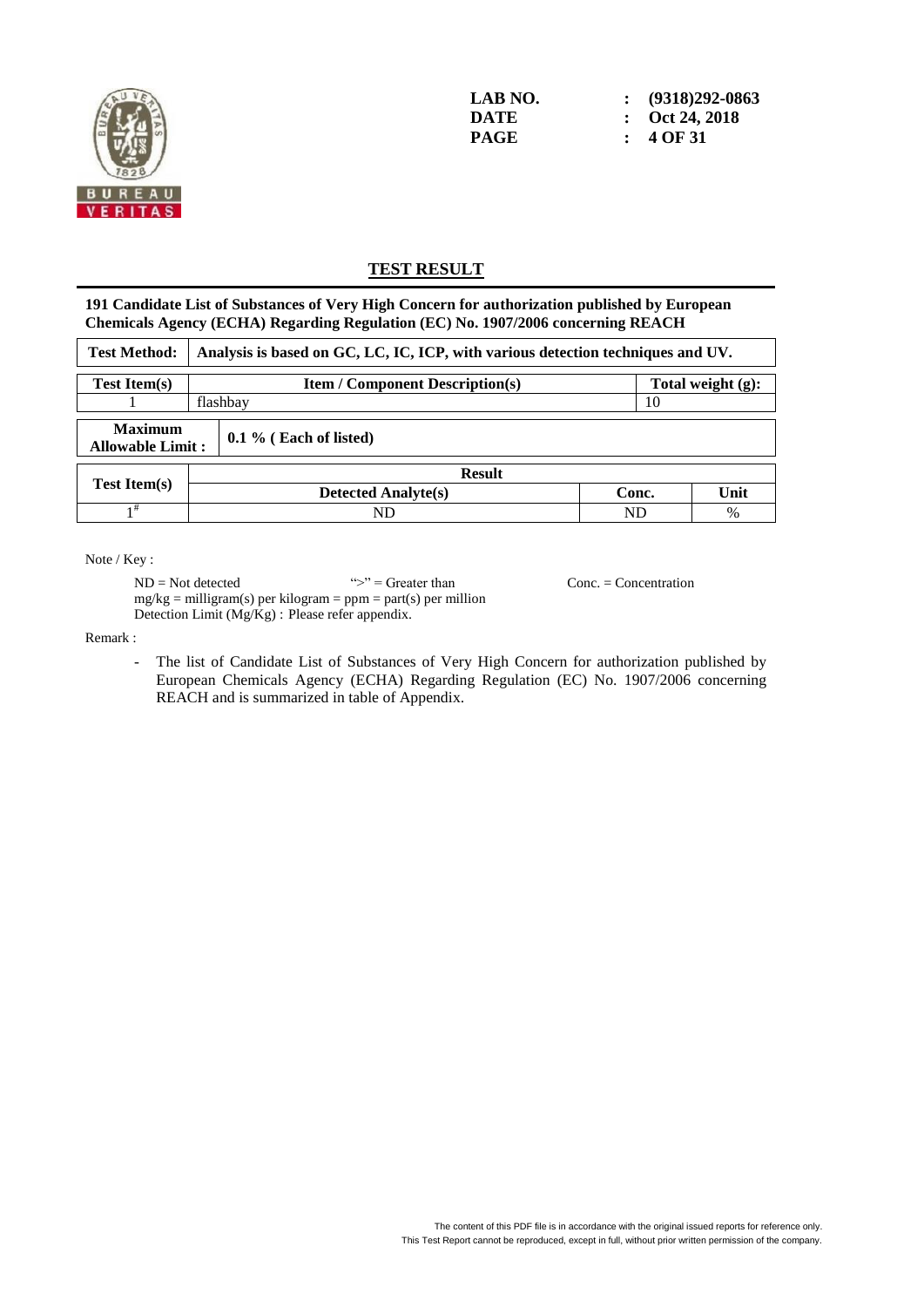LAB NO. : (9318)292-0863
DATE : Oct 24, 2018

## TEST RESULT

**191 Candidate List of Substances of Very High Concern for authorization published by European Chemicals Agency (ECHA) Regarding Regulation (EC) No. 1907/2006 concerning REACH**

| Test Method: | Analysis is based on GC, LC, IC, ICP, with various detection techniques and UV. |
|---|---|

| Test Item(s) | Item / Component Description(s) | Total weight (g): |
|---|---|---|
| 1 | flashbay | 10 |

| Maximum Allowable Limit : | 0.1 % ( Each of listed) |
|---|---|

| Test Item(s) | Result | | |
|---|---|---|---|
| | Detected Analyte(s) | Conc. | Unit |
| 1# | ND | ND | % |

Note / Key :

ND = Not detected    ">" = Greater than    Conc. = Concentration
mg/kg = milligram(s) per kilogram = ppm = part(s) per million
Detection Limit (Mg/Kg) : Please refer appendix.

Remark :

- The list of Candidate List of Substances of Very High Concern for authorization published by European Chemicals Agency (ECHA) Regarding Regulation (EC) No. 1907/2006 concerning REACH and is summarized in table of Appendix.

The content of this PDF file is in accordance with the original issued reports for reference only.
This Test Report cannot be reproduced, except in full, without prior written permission of the company.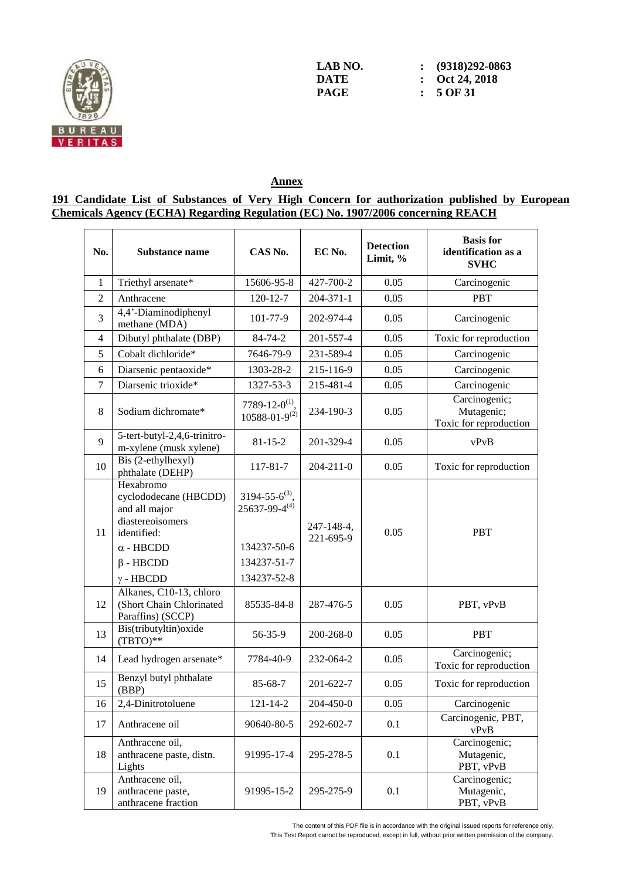| LAB NO. | : | (9318)292-0863 |
|---|---|---|
| DATE | : | Oct 24, 2018 |

## Annex

**191 Candidate List of Substances of Very High Concern for authorization published by European Chemicals Agency (ECHA) Regarding Regulation (EC) No. 1907/2006 concerning REACH**

| No. | Substance name | CAS No. | EC No. | Detection Limit, % | Basis for identification as a SVHC |
|---|---|---|---|---|---|
| 1 | Triethyl arsenate* | 15606-95-8 | 427-700-2 | 0.05 | Carcinogenic |
| 2 | Anthracene | 120-12-7 | 204-371-1 | 0.05 | PBT |
| 3 | 4,4'-Diaminodiphenyl methane (MDA) | 101-77-9 | 202-974-4 | 0.05 | Carcinogenic |
| 4 | Dibutyl phthalate (DBP) | 84-74-2 | 201-557-4 | 0.05 | Toxic for reproduction |
| 5 | Cobalt dichloride* | 7646-79-9 | 231-589-4 | 0.05 | Carcinogenic |
| 6 | Diarsenic pentaoxide* | 1303-28-2 | 215-116-9 | 0.05 | Carcinogenic |
| 7 | Diarsenic trioxide* | 1327-53-3 | 215-481-4 | 0.05 | Carcinogenic |
| 8 | Sodium dichromate* | 7789-12-0(1), 10588-01-9(2) | 234-190-3 | 0.05 | Carcinogenic; Mutagenic; Toxic for reproduction |
| 9 | 5-tert-butyl-2,4,6-trinitro-m-xylene (musk xylene) | 81-15-2 | 201-329-4 | 0.05 | vPvB |
| 10 | Bis (2-ethylhexyl) phthalate (DEHP) | 117-81-7 | 204-211-0 | 0.05 | Toxic for reproduction |
| 11 | Hexabromo cyclododecane (HBCDD) and all major diastereoisomers identified:<br>α - HBCDD<br>β - HBCDD<br>γ - HBCDD | 3194-55-6(3), 25637-99-4(4)<br>134237-50-6<br>134237-51-7<br>134237-52-8 | 247-148-4, 221-695-9 | 0.05 | PBT |
| 12 | Alkanes, C10-13, chloro (Short Chain Chlorinated Paraffins) (SCCP) | 85535-84-8 | 287-476-5 | 0.05 | PBT, vPvB |
| 13 | Bis(tributyltin)oxide (TBTO)** | 56-35-9 | 200-268-0 | 0.05 | PBT |
| 14 | Lead hydrogen arsenate* | 7784-40-9 | 232-064-2 | 0.05 | Carcinogenic; Toxic for reproduction |
| 15 | Benzyl butyl phthalate (BBP) | 85-68-7 | 201-622-7 | 0.05 | Toxic for reproduction |
| 16 | 2,4-Dinitrotoluene | 121-14-2 | 204-450-0 | 0.05 | Carcinogenic |
| 17 | Anthracene oil | 90640-80-5 | 292-602-7 | 0.1 | Carcinogenic, PBT, vPvB |
| 18 | Anthracene oil, anthracene paste, distn. Lights | 91995-17-4 | 295-278-5 | 0.1 | Carcinogenic; Mutagenic, PBT, vPvB |
| 19 | Anthracene oil, anthracene paste, anthracene fraction | 91995-15-2 | 295-275-9 | 0.1 | Carcinogenic; Mutagenic, PBT, vPvB |

The content of this PDF file is in accordance with the original issued reports for reference only.
This Test Report cannot be reproduced, except in full, without prior written permission of the company.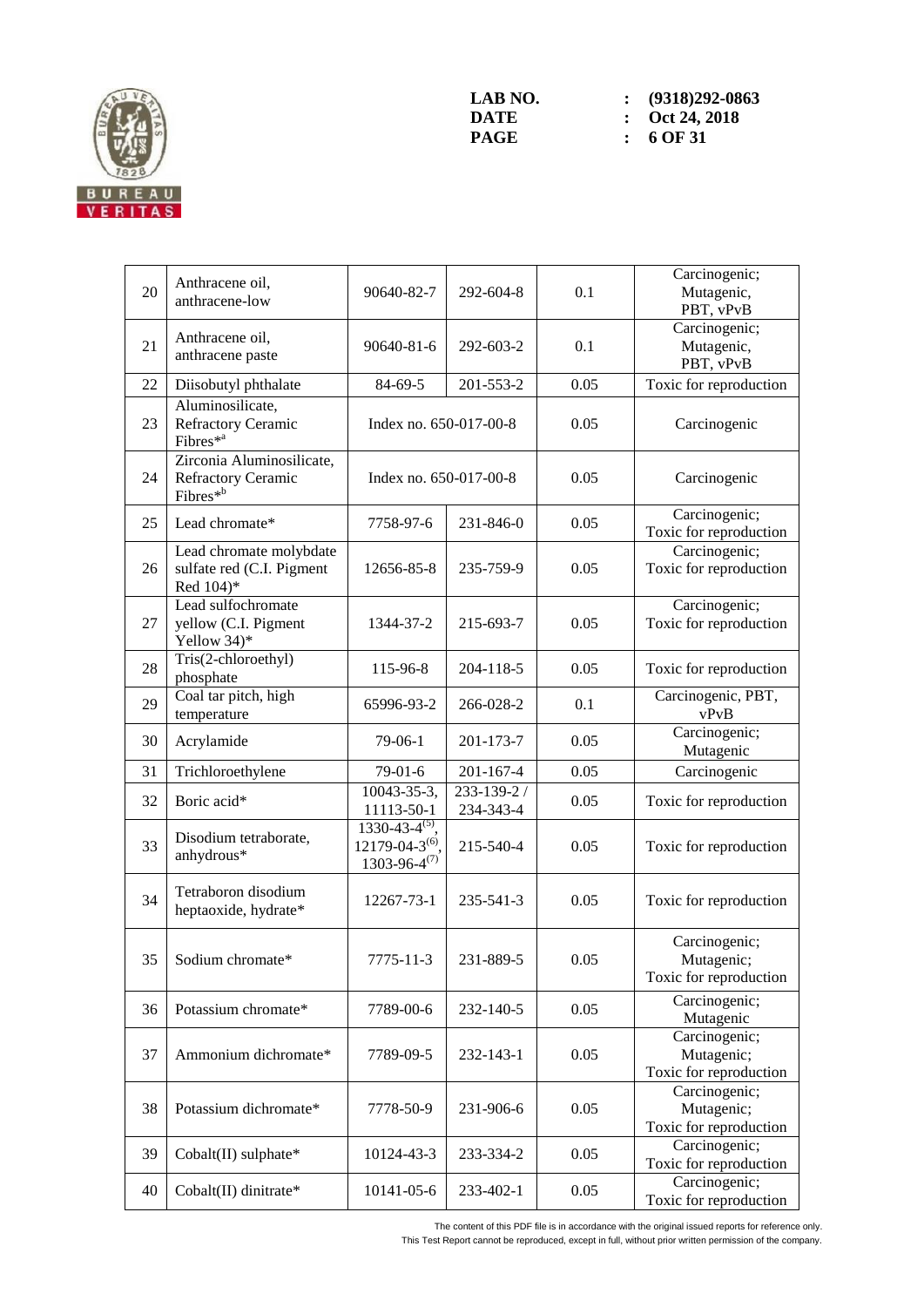| 20 | Anthracene oil, anthracene-low | 90640-82-7 | 292-604-8 | 0.1 | Carcinogenic; Mutagenic, PBT, vPvB |
|---|---|---|---|---|---|
| 21 | Anthracene oil, anthracene paste | 90640-81-6 | 292-603-2 | 0.1 | Carcinogenic; Mutagenic, PBT, vPvB |
| 22 | Diisobutyl phthalate | 84-69-5 | 201-553-2 | 0.05 | Toxic for reproduction |
| 23 | Aluminosilicate, Refractory Ceramic Fibres*[a] | Index no. 650-017-00-8 | | 0.05 | Carcinogenic |
| 24 | Zirconia Aluminosilicate, Refractory Ceramic Fibres*[b] | Index no. 650-017-00-8 | | 0.05 | Carcinogenic |
| 25 | Lead chromate* | 7758-97-6 | 231-846-0 | 0.05 | Carcinogenic; Toxic for reproduction |
| 26 | Lead chromate molybdate sulfate red (C.I. Pigment Red 104)* | 12656-85-8 | 235-759-9 | 0.05 | Carcinogenic; Toxic for reproduction |
| 27 | Lead sulfochromate yellow (C.I. Pigment Yellow 34)* | 1344-37-2 | 215-693-7 | 0.05 | Carcinogenic; Toxic for reproduction |
| 28 | Tris(2-chloroethyl) phosphate | 115-96-8 | 204-118-5 | 0.05 | Toxic for reproduction |
| 29 | Coal tar pitch, high temperature | 65996-93-2 | 266-028-2 | 0.1 | Carcinogenic, PBT, vPvB |
| 30 | Acrylamide | 79-06-1 | 201-173-7 | 0.05 | Carcinogenic; Mutagenic |
| 31 | Trichloroethylene | 79-01-6 | 201-167-4 | 0.05 | Carcinogenic |
| 32 | Boric acid* | 10043-35-3, 11113-50-1 | 233-139-2 / 234-343-4 | 0.05 | Toxic for reproduction |
| 33 | Disodium tetraborate, anhydrous* | 1330-43-4[(5)], 12179-04-3[(6)], 1303-96-4[(7)] | 215-540-4 | 0.05 | Toxic for reproduction |
| 34 | Tetraboron disodium heptaoxide, hydrate* | 12267-73-1 | 235-541-3 | 0.05 | Toxic for reproduction |
| 35 | Sodium chromate* | 7775-11-3 | 231-889-5 | 0.05 | Carcinogenic; Mutagenic; Toxic for reproduction |
| 36 | Potassium chromate* | 7789-00-6 | 232-140-5 | 0.05 | Carcinogenic; Mutagenic |
| 37 | Ammonium dichromate* | 7789-09-5 | 232-143-1 | 0.05 | Carcinogenic; Mutagenic; Toxic for reproduction |
| 38 | Potassium dichromate* | 7778-50-9 | 231-906-6 | 0.05 | Carcinogenic; Mutagenic; Toxic for reproduction |
| 39 | Cobalt(II) sulphate* | 10124-43-3 | 233-334-2 | 0.05 | Carcinogenic; Toxic for reproduction |
| 40 | Cobalt(II) dinitrate* | 10141-05-6 | 233-402-1 | 0.05 | Carcinogenic; Toxic for reproduction |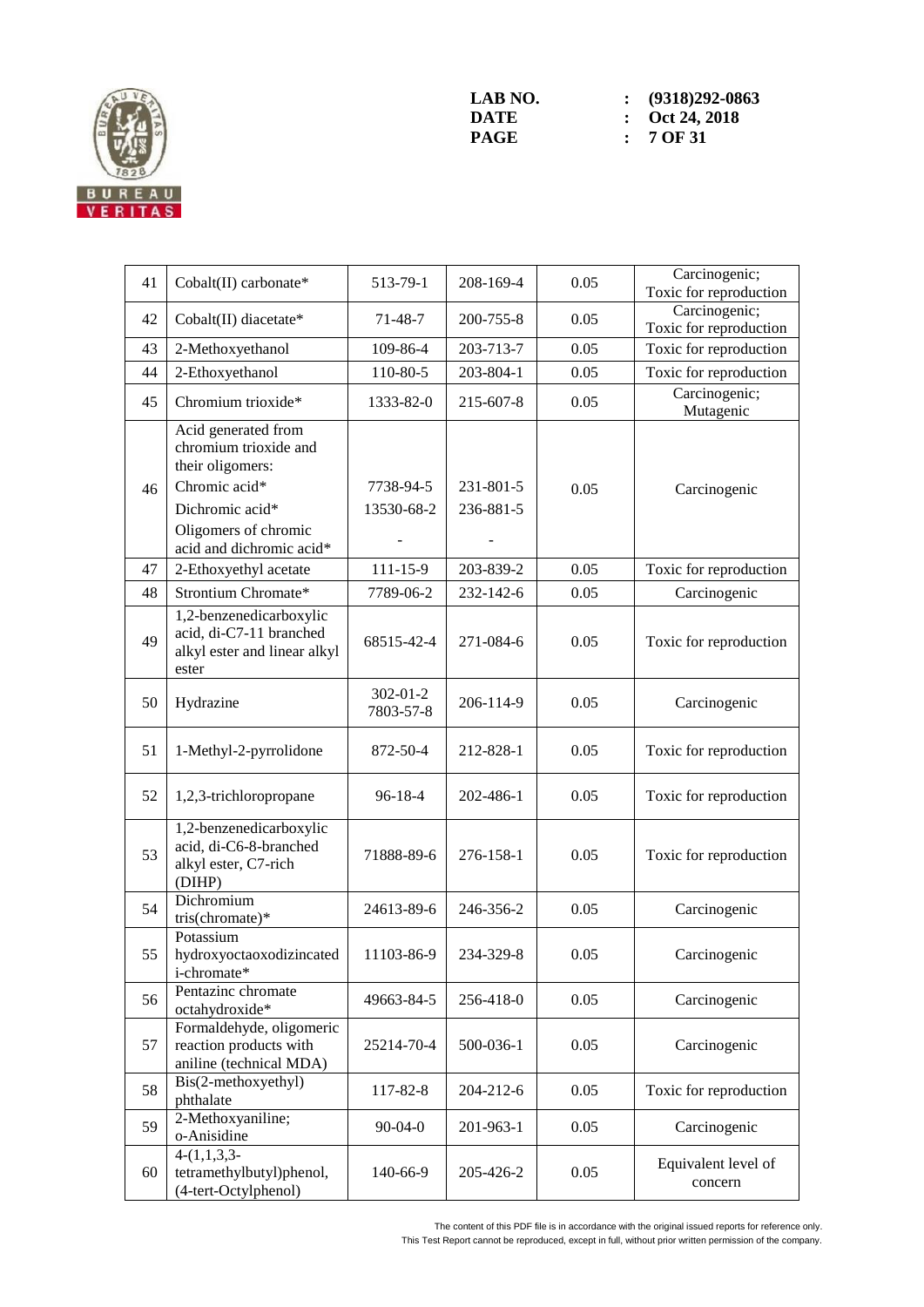| 41 | Cobalt(II) carbonate* | 513-79-1 | 208-169-4 | 0.05 | Carcinogenic; Toxic for reproduction |
|---|---|---|---|---|---|
| 42 | Cobalt(II) diacetate* | 71-48-7 | 200-755-8 | 0.05 | Carcinogenic; Toxic for reproduction |
| 43 | 2-Methoxyethanol | 109-86-4 | 203-713-7 | 0.05 | Toxic for reproduction |
| 44 | 2-Ethoxyethanol | 110-80-5 | 203-804-1 | 0.05 | Toxic for reproduction |
| 45 | Chromium trioxide* | 1333-82-0 | 215-607-8 | 0.05 | Carcinogenic; Mutagenic |
| 46 | Acid generated from chromium trioxide and their oligomers: Chromic acid* Dichromic acid* Oligomers of chromic acid and dichromic acid* | 7738-94-5 13530-68-2 - | 231-801-5 236-881-5 - | 0.05 | Carcinogenic |
| 47 | 2-Ethoxyethyl acetate | 111-15-9 | 203-839-2 | 0.05 | Toxic for reproduction |
| 48 | Strontium Chromate* | 7789-06-2 | 232-142-6 | 0.05 | Carcinogenic |
| 49 | 1,2-benzenedicarboxylic acid, di-C7-11 branched alkyl ester and linear alkyl ester | 68515-42-4 | 271-084-6 | 0.05 | Toxic for reproduction |
| 50 | Hydrazine | 302-01-2 7803-57-8 | 206-114-9 | 0.05 | Carcinogenic |
| 51 | 1-Methyl-2-pyrrolidone | 872-50-4 | 212-828-1 | 0.05 | Toxic for reproduction |
| 52 | 1,2,3-trichloropropane | 96-18-4 | 202-486-1 | 0.05 | Toxic for reproduction |
| 53 | 1,2-benzenedicarboxylic acid, di-C6-8-branched alkyl ester, C7-rich (DIHP) | 71888-89-6 | 276-158-1 | 0.05 | Toxic for reproduction |
| 54 | Dichromium tris(chromate)* | 24613-89-6 | 246-356-2 | 0.05 | Carcinogenic |
| 55 | Potassium hydroxyoctaoxodizincatedi-chromate* | 11103-86-9 | 234-329-8 | 0.05 | Carcinogenic |
| 56 | Pentazinc chromate octahydroxide* | 49663-84-5 | 256-418-0 | 0.05 | Carcinogenic |
| 57 | Formaldehyde, oligomeric reaction products with aniline (technical MDA) | 25214-70-4 | 500-036-1 | 0.05 | Carcinogenic |
| 58 | Bis(2-methoxyethyl) phthalate | 117-82-8 | 204-212-6 | 0.05 | Toxic for reproduction |
| 59 | 2-Methoxyaniline; o-Anisidine | 90-04-0 | 201-963-1 | 0.05 | Carcinogenic |
| 60 | 4-(1,1,3,3-tetramethylbutyl)phenol, (4-tert-Octylphenol) | 140-66-9 | 205-426-2 | 0.05 | Equivalent level of concern |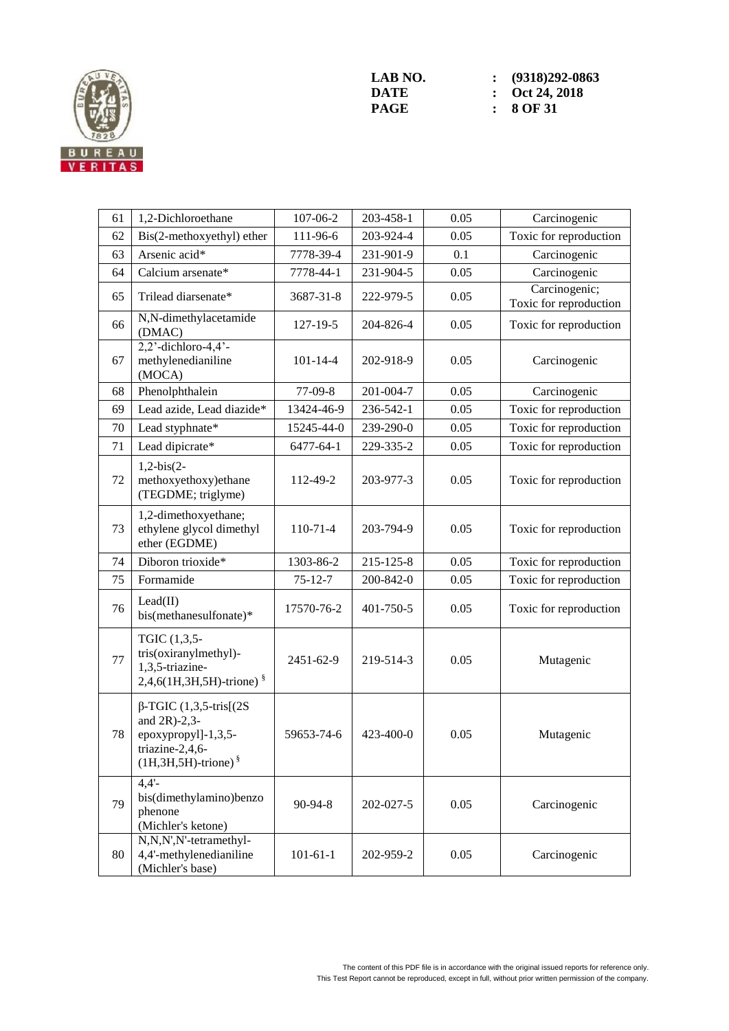| 61 | 1,2-Dichloroethane | 107-06-2 | 203-458-1 | 0.05 | Carcinogenic |
|---|---|---|---|---|---|
| 62 | Bis(2-methoxyethyl) ether | 111-96-6 | 203-924-4 | 0.05 | Toxic for reproduction |
| 63 | Arsenic acid* | 7778-39-4 | 231-901-9 | 0.1 | Carcinogenic |
| 64 | Calcium arsenate* | 7778-44-1 | 231-904-5 | 0.05 | Carcinogenic |
| 65 | Trilead diarsenate* | 3687-31-8 | 222-979-5 | 0.05 | Carcinogenic; Toxic for reproduction |
| 66 | N,N-dimethylacetamide (DMAC) | 127-19-5 | 204-826-4 | 0.05 | Toxic for reproduction |
| 67 | 2,2'-dichloro-4,4'-methylenedianiline (MOCA) | 101-14-4 | 202-918-9 | 0.05 | Carcinogenic |
| 68 | Phenolphthalein | 77-09-8 | 201-004-7 | 0.05 | Carcinogenic |
| 69 | Lead azide, Lead diazide* | 13424-46-9 | 236-542-1 | 0.05 | Toxic for reproduction |
| 70 | Lead styphnate* | 15245-44-0 | 239-290-0 | 0.05 | Toxic for reproduction |
| 71 | Lead dipicrate* | 6477-64-1 | 229-335-2 | 0.05 | Toxic for reproduction |
| 72 | 1,2-bis(2-methoxyethoxy)ethane (TEGDME; triglyme) | 112-49-2 | 203-977-3 | 0.05 | Toxic for reproduction |
| 73 | 1,2-dimethoxyethane; ethylene glycol dimethyl ether (EGDME) | 110-71-4 | 203-794-9 | 0.05 | Toxic for reproduction |
| 74 | Diboron trioxide* | 1303-86-2 | 215-125-8 | 0.05 | Toxic for reproduction |
| 75 | Formamide | 75-12-7 | 200-842-0 | 0.05 | Toxic for reproduction |
| 76 | Lead(II) bis(methanesulfonate)* | 17570-76-2 | 401-750-5 | 0.05 | Toxic for reproduction |
| 77 | TGIC (1,3,5-tris(oxiranylmethyl)-1,3,5-triazine-2,4,6(1H,3H,5H)-trione) § | 2451-62-9 | 219-514-3 | 0.05 | Mutagenic |
| 78 | β-TGIC (1,3,5-tris[(2S and 2R)-2,3-epoxypropyl]-1,3,5-triazine-2,4,6-(1H,3H,5H)-trione) § | 59653-74-6 | 423-400-0 | 0.05 | Mutagenic |
| 79 | 4,4'-bis(dimethylamino)benzophenone (Michler's ketone) | 90-94-8 | 202-027-5 | 0.05 | Carcinogenic |
| 80 | N,N,N',N'-tetramethyl-4,4'-methylenedianiline (Michler's base) | 101-61-1 | 202-959-2 | 0.05 | Carcinogenic |

The content of this PDF file is in accordance with the original issued reports for reference only.
This Test Report cannot be reproduced, except in full, without prior written permission of the company.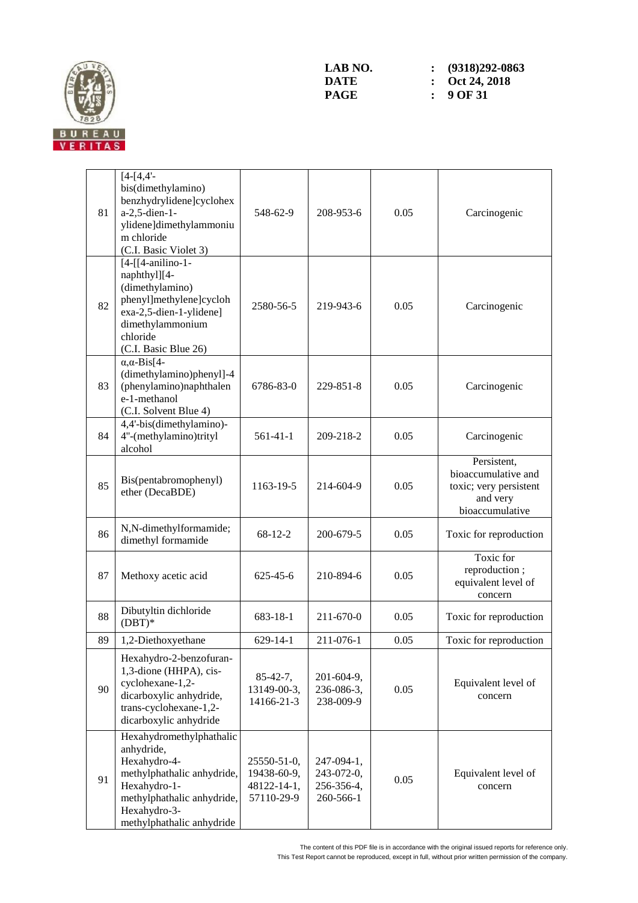| 81 | [4-[4,4'-bis(dimethylamino) benzhydrylidene]cyclohexa-2,5-dien-1-ylidene]dimethylammonium chloride (C.I. Basic Violet 3) | 548-62-9 | 208-953-6 | 0.05 | Carcinogenic |
|---|---|---|---|---|---|
| 82 | [4-[[4-anilino-1-naphthyl][4-(dimethylamino) phenyl]methylene]cyclohexa-2,5-dien-1-ylidene] dimethylammonium chloride (C.I. Basic Blue 26) | 2580-56-5 | 219-943-6 | 0.05 | Carcinogenic |
| 83 | α,α-Bis[4-(dimethylamino)phenyl]-4 (phenylamino)naphthalene-1-methanol (C.I. Solvent Blue 4) | 6786-83-0 | 229-851-8 | 0.05 | Carcinogenic |
| 84 | 4,4'-bis(dimethylamino)-4''-(methylamino)trityl alcohol | 561-41-1 | 209-218-2 | 0.05 | Carcinogenic |
| 85 | Bis(pentabromophenyl) ether (DecaBDE) | 1163-19-5 | 214-604-9 | 0.05 | Persistent, bioaccumulative and toxic; very persistent and very bioaccumulative |
| 86 | N,N-dimethylformamide; dimethyl formamide | 68-12-2 | 200-679-5 | 0.05 | Toxic for reproduction |
| 87 | Methoxy acetic acid | 625-45-6 | 210-894-6 | 0.05 | Toxic for reproduction ; equivalent level of concern |
| 88 | Dibutyltin dichloride (DBT)* | 683-18-1 | 211-670-0 | 0.05 | Toxic for reproduction |
| 89 | 1,2-Diethoxyethane | 629-14-1 | 211-076-1 | 0.05 | Toxic for reproduction |
| 90 | Hexahydro-2-benzofuran-1,3-dione (HHPA), cis-cyclohexane-1,2-dicarboxylic anhydride, trans-cyclohexane-1,2-dicarboxylic anhydride | 85-42-7, 13149-00-3, 14166-21-3 | 201-604-9, 236-086-3, 238-009-9 | 0.05 | Equivalent level of concern |
| 91 | Hexahydromethylphathalic anhydride, Hexahydro-4-methylphathalic anhydride, Hexahydro-1-methylphathalic anhydride, Hexahydro-3-methylphathalic anhydride | 25550-51-0, 19438-60-9, 48122-14-1, 57110-29-9 | 247-094-1, 243-072-0, 256-356-4, 260-566-1 | 0.05 | Equivalent level of concern |

The content of this PDF file is in accordance with the original issued reports for reference only.
This Test Report cannot be reproduced, except in full, without prior written permission of the company.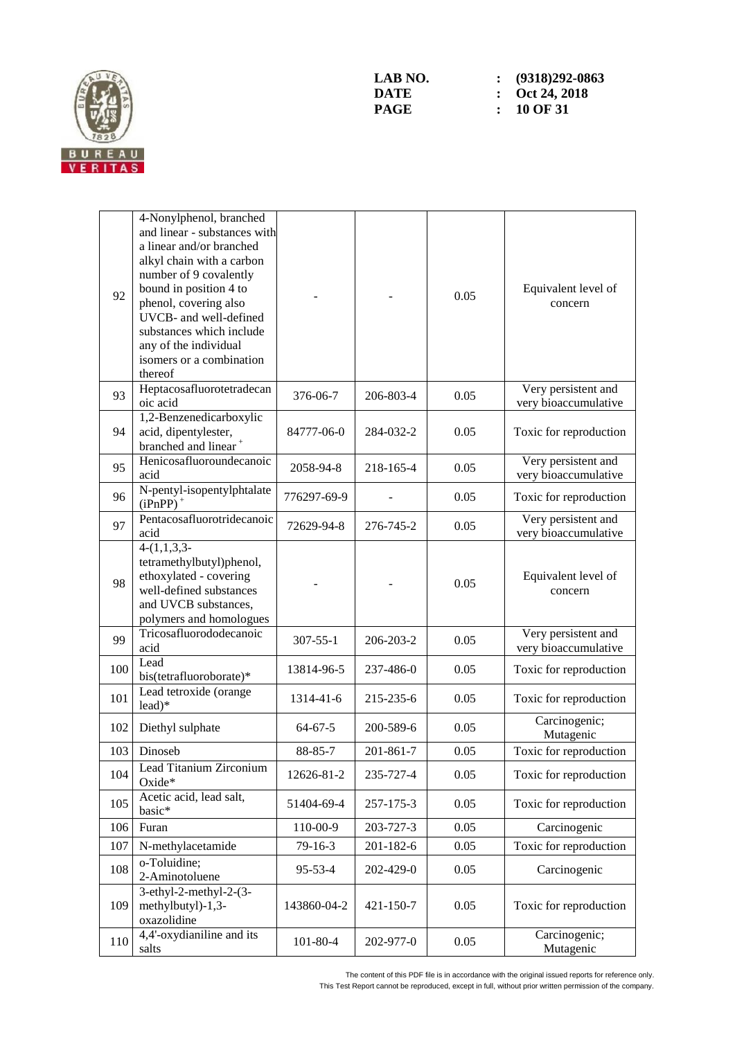| 92 | 4-Nonylphenol, branched and linear - substances with a linear and/or branched alkyl chain with a carbon number of 9 covalently bound in position 4 to phenol, covering also UVCB- and well-defined substances which include any of the individual isomers or a combination thereof | - | - | 0.05 | Equivalent level of concern |
|---|---|---|---|---|---|
| 93 | Heptacosafluorotetradecan oic acid | 376-06-7 | 206-803-4 | 0.05 | Very persistent and very bioaccumulative |
| 94 | 1,2-Benzenedicarboxylic acid, dipentylester, branched and linear [+] | 84777-06-0 | 284-032-2 | 0.05 | Toxic for reproduction |
| 95 | Henicosafluoroundecanoic acid | 2058-94-8 | 218-165-4 | 0.05 | Very persistent and very bioaccumulative |
| 96 | N-pentyl-isopentylphtalate (iPnPP) [+] | 776297-69-9 | - | 0.05 | Toxic for reproduction |
| 97 | Pentacosafluorotridecanoic acid | 72629-94-8 | 276-745-2 | 0.05 | Very persistent and very bioaccumulative |
| 98 | 4-(1,1,3,3-tetramethylbutyl)phenol, ethoxylated - covering well-defined substances and UVCB substances, polymers and homologues | - | - | 0.05 | Equivalent level of concern |
| 99 | Tricosafluorododecanoic acid | 307-55-1 | 206-203-2 | 0.05 | Very persistent and very bioaccumulative |
| 100 | Lead bis(tetrafluoroborate)* | 13814-96-5 | 237-486-0 | 0.05 | Toxic for reproduction |
| 101 | Lead tetroxide (orange lead)* | 1314-41-6 | 215-235-6 | 0.05 | Toxic for reproduction |
| 102 | Diethyl sulphate | 64-67-5 | 200-589-6 | 0.05 | Carcinogenic; Mutagenic |
| 103 | Dinoseb | 88-85-7 | 201-861-7 | 0.05 | Toxic for reproduction |
| 104 | Lead Titanium Zirconium Oxide* | 12626-81-2 | 235-727-4 | 0.05 | Toxic for reproduction |
| 105 | Acetic acid, lead salt, basic* | 51404-69-4 | 257-175-3 | 0.05 | Toxic for reproduction |
| 106 | Furan | 110-00-9 | 203-727-3 | 0.05 | Carcinogenic |
| 107 | N-methylacetamide | 79-16-3 | 201-182-6 | 0.05 | Toxic for reproduction |
| 108 | o-Toluidine; 2-Aminotoluene | 95-53-4 | 202-429-0 | 0.05 | Carcinogenic |
| 109 | 3-ethyl-2-methyl-2-(3-methylbutyl)-1,3-oxazolidine | 143860-04-2 | 421-150-7 | 0.05 | Toxic for reproduction |
| 110 | 4,4'-oxydianiline and its salts | 101-80-4 | 202-977-0 | 0.05 | Carcinogenic; Mutagenic |

The content of this PDF file is in accordance with the original issued reports for reference only.
This Test Report cannot be reproduced, except in full, without prior written permission of the company.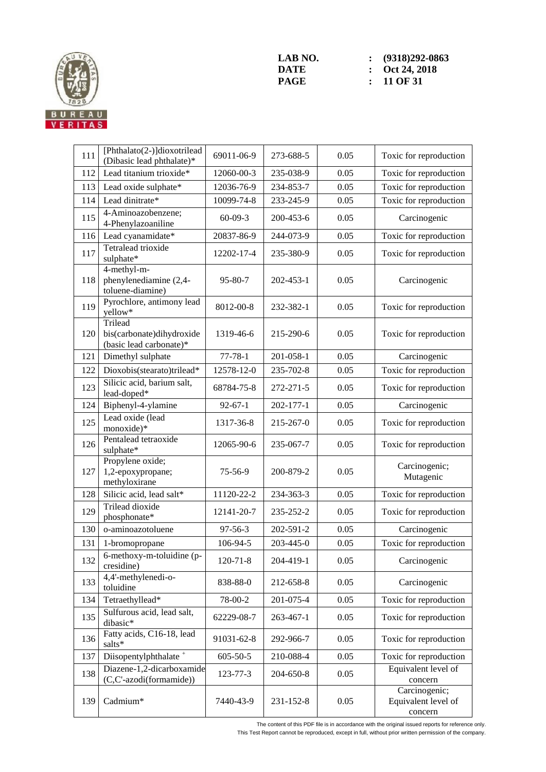LAB NO. : (9318)292-0863
DATE : Oct 24, 2018

| 111 | [Phthalato(2-)]dioxotrilead (Dibasic lead phthalate)* | 69011-06-9 | 273-688-5 | 0.05 | Toxic for reproduction |
|---|---|---|---|---|---|
| 112 | Lead titanium trioxide* | 12060-00-3 | 235-038-9 | 0.05 | Toxic for reproduction |
| 113 | Lead oxide sulphate* | 12036-76-9 | 234-853-7 | 0.05 | Toxic for reproduction |
| 114 | Lead dinitrate* | 10099-74-8 | 233-245-9 | 0.05 | Toxic for reproduction |
| 115 | 4-Aminoazobenzene; 4-Phenylazoaniline | 60-09-3 | 200-453-6 | 0.05 | Carcinogenic |
| 116 | Lead cyanamidate* | 20837-86-9 | 244-073-9 | 0.05 | Toxic for reproduction |
| 117 | Tetralead trioxide sulphate* | 12202-17-4 | 235-380-9 | 0.05 | Toxic for reproduction |
| 118 | 4-methyl-m-phenylenediamine (2,4-toluene-diamine) | 95-80-7 | 202-453-1 | 0.05 | Carcinogenic |
| 119 | Pyrochlore, antimony lead yellow* | 8012-00-8 | 232-382-1 | 0.05 | Toxic for reproduction |
| 120 | Trilead bis(carbonate)dihydroxide (basic lead carbonate)* | 1319-46-6 | 215-290-6 | 0.05 | Toxic for reproduction |
| 121 | Dimethyl sulphate | 77-78-1 | 201-058-1 | 0.05 | Carcinogenic |
| 122 | Dioxobis(stearato)trilead* | 12578-12-0 | 235-702-8 | 0.05 | Toxic for reproduction |
| 123 | Silicic acid, barium salt, lead-doped* | 68784-75-8 | 272-271-5 | 0.05 | Toxic for reproduction |
| 124 | Biphenyl-4-ylamine | 92-67-1 | 202-177-1 | 0.05 | Carcinogenic |
| 125 | Lead oxide (lead monoxide)* | 1317-36-8 | 215-267-0 | 0.05 | Toxic for reproduction |
| 126 | Pentalead tetraoxide sulphate* | 12065-90-6 | 235-067-7 | 0.05 | Toxic for reproduction |
| 127 | Propylene oxide; 1,2-epoxypropane; methyloxirane | 75-56-9 | 200-879-2 | 0.05 | Carcinogenic; Mutagenic |
| 128 | Silicic acid, lead salt* | 11120-22-2 | 234-363-3 | 0.05 | Toxic for reproduction |
| 129 | Trilead dioxide phosphonate* | 12141-20-7 | 235-252-2 | 0.05 | Toxic for reproduction |
| 130 | o-aminoazotoluene | 97-56-3 | 202-591-2 | 0.05 | Carcinogenic |
| 131 | 1-bromopropane | 106-94-5 | 203-445-0 | 0.05 | Toxic for reproduction |
| 132 | 6-methoxy-m-toluidine (p-cresidine) | 120-71-8 | 204-419-1 | 0.05 | Carcinogenic |
| 133 | 4,4'-methylenedi-o-toluidine | 838-88-0 | 212-658-8 | 0.05 | Carcinogenic |
| 134 | Tetraethyllead* | 78-00-2 | 201-075-4 | 0.05 | Toxic for reproduction |
| 135 | Sulfurous acid, lead salt, dibasic* | 62229-08-7 | 263-467-1 | 0.05 | Toxic for reproduction |
| 136 | Fatty acids, C16-18, lead salts* | 91031-62-8 | 292-966-7 | 0.05 | Toxic for reproduction |
| 137 | Diisopentylphthalate + | 605-50-5 | 210-088-4 | 0.05 | Toxic for reproduction |
| 138 | Diazene-1,2-dicarboxamide (C,C'-azodi(formamide)) | 123-77-3 | 204-650-8 | 0.05 | Equivalent level of concern |
| 139 | Cadmium* | 7440-43-9 | 231-152-8 | 0.05 | Carcinogenic; Equivalent level of concern |

The content of this PDF file is in accordance with the original issued reports for reference only.
This Test Report cannot be reproduced, except in full, without prior written permission of the company.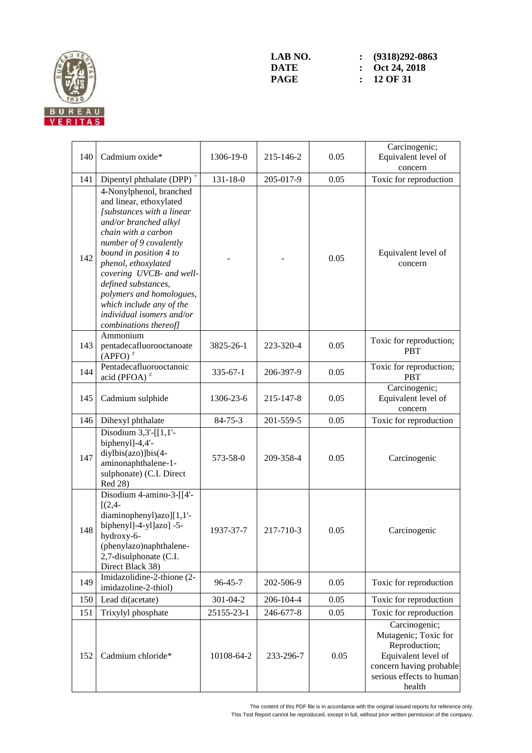| 140 | Cadmium oxide* | 1306-19-0 | 215-146-2 | 0.05 | Carcinogenic; Equivalent level of concern |
|---|---|---|---|---|---|
| 141 | Dipentyl phthalate (DPP) [+] | 131-18-0 | 205-017-9 | 0.05 | Toxic for reproduction |
| 142 | 4-Nonylphenol, branched and linear, ethoxylated *[substances with a linear and/or branched alkyl chain with a carbon number of 9 covalently bound in position 4 to phenol, ethoxylated covering UVCB- and well-defined substances, polymers and homologues, which include any of the individual isomers and/or combinations thereof]* | - | - | 0.05 | Equivalent level of concern |
| 143 | Ammonium pentadecafluorooctanoate (APFO) [≠] | 3825-26-1 | 223-320-4 | 0.05 | Toxic for reproduction; PBT |
| 144 | Pentadecafluorooctanoic acid (PFOA) [≠] | 335-67-1 | 206-397-9 | 0.05 | Toxic for reproduction; PBT |
| 145 | Cadmium sulphide | 1306-23-6 | 215-147-8 | 0.05 | Carcinogenic; Equivalent level of concern |
| 146 | Dihexyl phthalate | 84-75-3 | 201-559-5 | 0.05 | Toxic for reproduction |
| 147 | Disodium 3,3'-[[1,1'-biphenyl]-4,4'-diylbis(azo)]bis(4-aminonaphthalene-1-sulphonate) (C.I. Direct Red 28) | 573-58-0 | 209-358-4 | 0.05 | Carcinogenic |
| 148 | Disodium 4-amino-3-[[4'-[(2,4-diaminophenyl)azo][1,1'-biphenyl]-4-yl]azo] -5-hydroxy-6-(phenylazo)naphthalene-2,7-disulphonate (C.I. Direct Black 38) | 1937-37-7 | 217-710-3 | 0.05 | Carcinogenic |
| 149 | Imidazolidine-2-thione (2-imidazoline-2-thiol) | 96-45-7 | 202-506-9 | 0.05 | Toxic for reproduction |
| 150 | Lead di(acetate) | 301-04-2 | 206-104-4 | 0.05 | Toxic for reproduction |
| 151 | Trixylyl phosphate | 25155-23-1 | 246-677-8 | 0.05 | Toxic for reproduction |
| 152 | Cadmium chloride* | 10108-64-2 | 233-296-7 | 0.05 | Carcinogenic; Mutagenic; Toxic for Reproduction; Equivalent level of concern having probable serious effects to human health |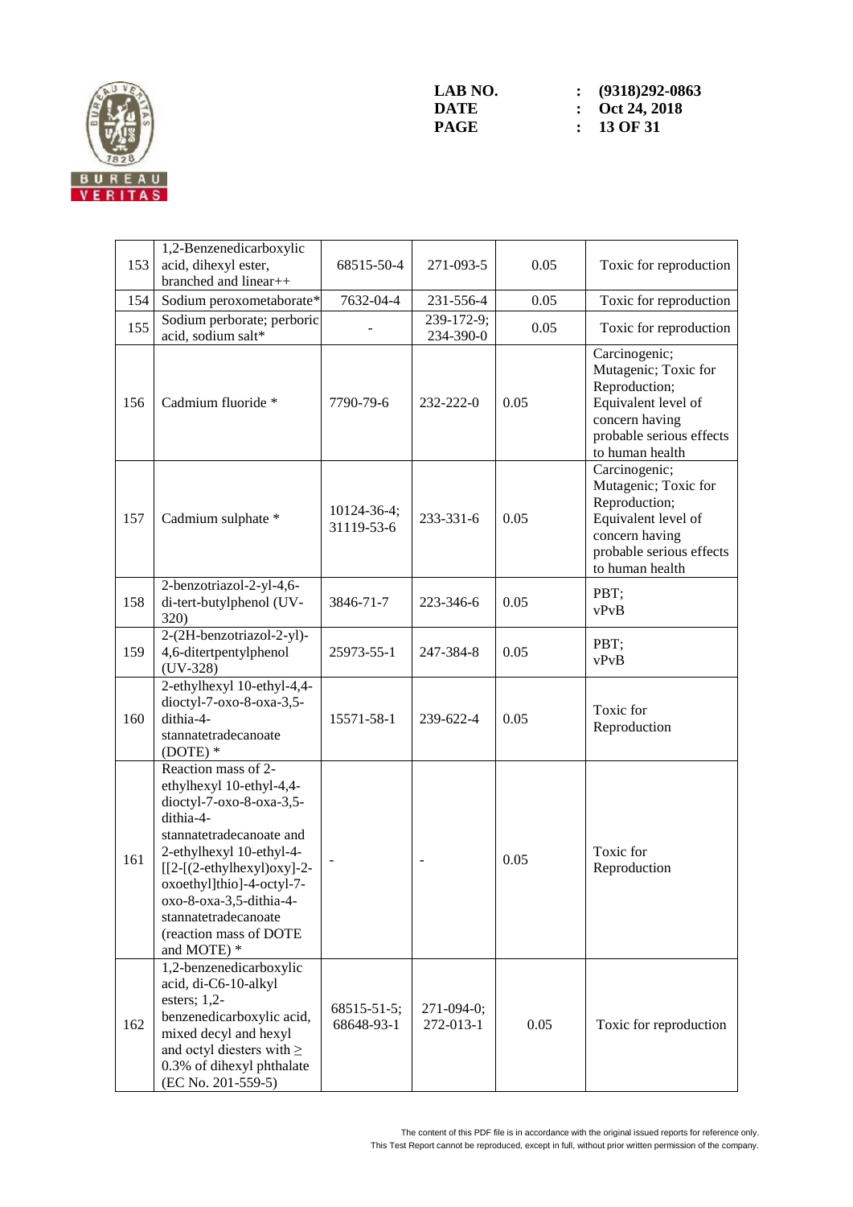| 153 | 1,2-Benzenedicarboxylic acid, dihexyl ester, branched and linear++ | 68515-50-4 | 271-093-5 | 0.05 | Toxic for reproduction |
|---|---|---|---|---|---|
| 154 | Sodium peroxometaborate* | 7632-04-4 | 231-556-4 | 0.05 | Toxic for reproduction |
| 155 | Sodium perborate; perboric acid, sodium salt* | - | 239-172-9; 234-390-0 | 0.05 | Toxic for reproduction |
| 156 | Cadmium fluoride * | 7790-79-6 | 232-222-0 | 0.05 | Carcinogenic; Mutagenic; Toxic for Reproduction; Equivalent level of concern having probable serious effects to human health |
| 157 | Cadmium sulphate * | 10124-36-4; 31119-53-6 | 233-331-6 | 0.05 | Carcinogenic; Mutagenic; Toxic for Reproduction; Equivalent level of concern having probable serious effects to human health |
| 158 | 2-benzotriazol-2-yl-4,6-di-tert-butylphenol (UV-320) | 3846-71-7 | 223-346-6 | 0.05 | PBT; vPvB |
| 159 | 2-(2H-benzotriazol-2-yl)-4,6-ditertpentylphenol (UV-328) | 25973-55-1 | 247-384-8 | 0.05 | PBT; vPvB |
| 160 | 2-ethylhexyl 10-ethyl-4,4-dioctyl-7-oxo-8-oxa-3,5-dithia-4-stannatetradecanoate (DOTE) * | 15571-58-1 | 239-622-4 | 0.05 | Toxic for Reproduction |
| 161 | Reaction mass of 2-ethylhexyl 10-ethyl-4,4-dioctyl-7-oxo-8-oxa-3,5-dithia-4-stannatetradecanoate and 2-ethylhexyl 10-ethyl-4-[[2-[(2-ethylhexyl)oxy]-2-oxoethyl]thio]-4-octyl-7-oxo-8-oxa-3,5-dithia-4-stannatetradecanoate (reaction mass of DOTE and MOTE) * | - | - | 0.05 | Toxic for Reproduction |
| 162 | 1,2-benzenedicarboxylic acid, di-C6-10-alkyl esters; 1,2-benzenedicarboxylic acid, mixed decyl and hexyl and octyl diesters with ≥ 0.3% of dihexyl phthalate (EC No. 201-559-5) | 68515-51-5; 68648-93-1 | 271-094-0; 272-013-1 | 0.05 | Toxic for reproduction |

The content of this PDF file is in accordance with the original issued reports for reference only.
This Test Report cannot be reproduced, except in full, without prior written permission of the company.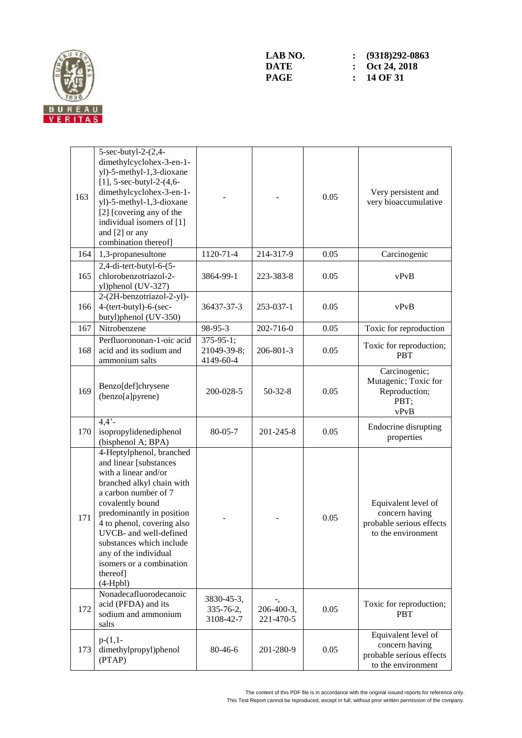| 163 | 5-sec-butyl-2-(2,4-dimethylcyclohex-3-en-1-yl)-5-methyl-1,3-dioxane [1], 5-sec-butyl-2-(4,6-dimethylcyclohex-3-en-1-yl)-5-methyl-1,3-dioxane [2] [covering any of the individual isomers of [1] and [2] or any combination thereof] | - | - | 0.05 | Very persistent and very bioaccumulative |
|---|---|---|---|---|---|
| 164 | 1,3-propanesultone | 1120-71-4 | 214-317-9 | 0.05 | Carcinogenic |
| 165 | 2,4-di-tert-butyl-6-(5-chlorobenzotriazol-2-yl)phenol (UV-327) | 3864-99-1 | 223-383-8 | 0.05 | vPvB |
| 166 | 2-(2H-benzotriazol-2-yl)-4-(tert-butyl)-6-(sec-butyl)phenol (UV-350) | 36437-37-3 | 253-037-1 | 0.05 | vPvB |
| 167 | Nitrobenzene | 98-95-3 | 202-716-0 | 0.05 | Toxic for reproduction |
| 168 | Perfluorononan-1-oic acid and its sodium and ammonium salts | 375-95-1; 21049-39-8; 4149-60-4 | 206-801-3 | 0.05 | Toxic for reproduction; PBT |
| 169 | Benzo[def]chrysene (benzo[a]pyrene) | 200-028-5 | 50-32-8 | 0.05 | Carcinogenic; Mutagenic; Toxic for Reproduction; PBT; vPvB |
| 170 | 4,4'-isopropylidenediphenol (bisphenol A; BPA) | 80-05-7 | 201-245-8 | 0.05 | Endocrine disrupting properties |
| 171 | 4-Heptylphenol, branched and linear [substances with a linear and/or branched alkyl chain with a carbon number of 7 covalently bound predominantly in position 4 to phenol, covering also UVCB- and well-defined substances which include any of the individual isomers or a combination thereof] (4-Hpbl) | - | - | 0.05 | Equivalent level of concern having probable serious effects to the environment |
| 172 | Nonadecafluorodecanoic acid (PFDA) and its sodium and ammonium salts | 3830-45-3, 335-76-2, 3108-42-7 | -, 206-400-3, 221-470-5 | 0.05 | Toxic for reproduction; PBT |
| 173 | p-(1,1-dimethylpropyl)phenol (PTAP) | 80-46-6 | 201-280-9 | 0.05 | Equivalent level of concern having probable serious effects to the environment |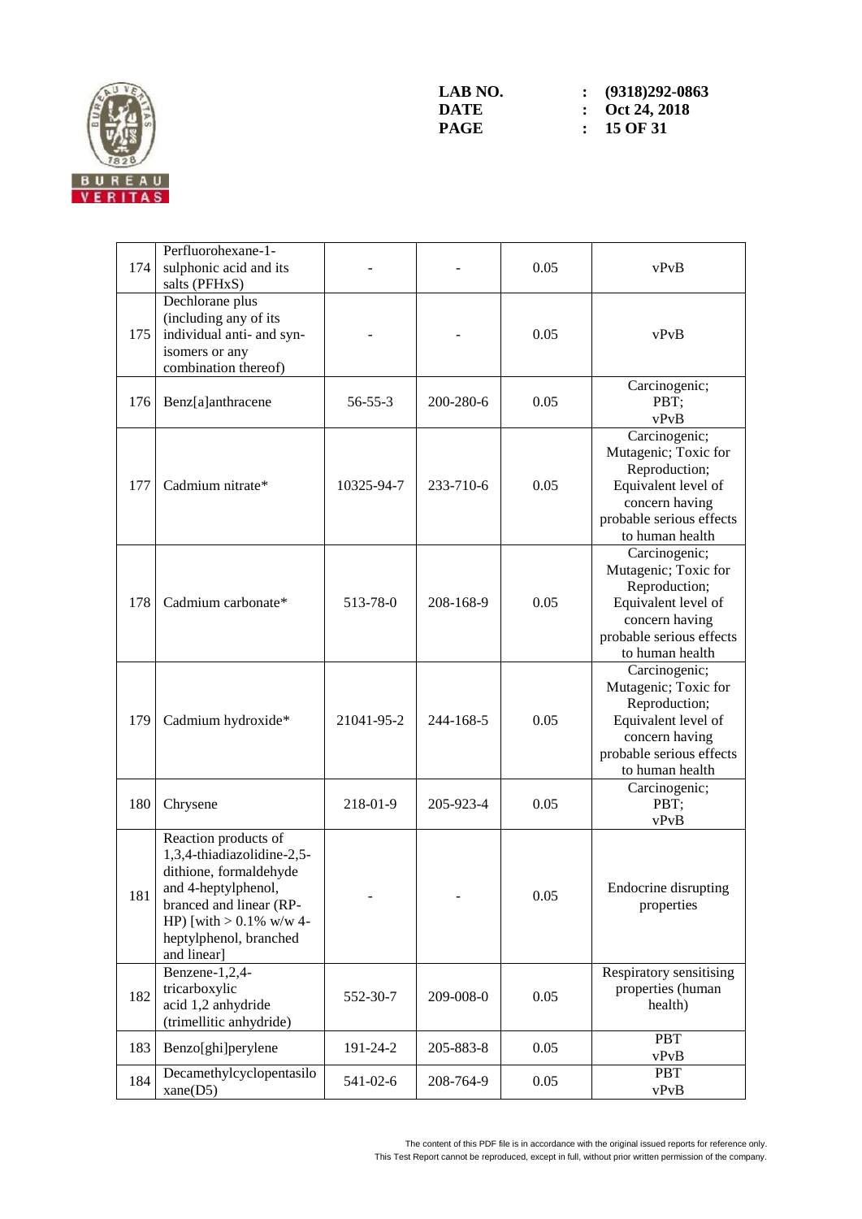| 174 | Perfluorohexane-1-sulphonic acid and its salts (PFHxS) | - | - | 0.05 | vPvB |
|---|---|---|---|---|---|
| 175 | Dechlorane plus (including any of its individual anti- and syn-isomers or any combination thereof) | - | - | 0.05 | vPvB |
| 176 | Benz[a]anthracene | 56-55-3 | 200-280-6 | 0.05 | Carcinogenic; PBT; vPvB |
| 177 | Cadmium nitrate* | 10325-94-7 | 233-710-6 | 0.05 | Carcinogenic; Mutagenic; Toxic for Reproduction; Equivalent level of concern having probable serious effects to human health |
| 178 | Cadmium carbonate* | 513-78-0 | 208-168-9 | 0.05 | Carcinogenic; Mutagenic; Toxic for Reproduction; Equivalent level of concern having probable serious effects to human health |
| 179 | Cadmium hydroxide* | 21041-95-2 | 244-168-5 | 0.05 | Carcinogenic; Mutagenic; Toxic for Reproduction; Equivalent level of concern having probable serious effects to human health |
| 180 | Chrysene | 218-01-9 | 205-923-4 | 0.05 | Carcinogenic; PBT; vPvB |
| 181 | Reaction products of 1,3,4-thiadiazolidine-2,5-dithione, formaldehyde and 4-heptylphenol, branched and linear (RP-HP) [with > 0.1% w/w 4-heptylphenol, branched and linear] | - | - | 0.05 | Endocrine disrupting properties |
| 182 | Benzene-1,2,4-tricarboxylic acid 1,2 anhydride (trimellitic anhydride) | 552-30-7 | 209-008-0 | 0.05 | Respiratory sensitising properties (human health) |
| 183 | Benzo[ghi]perylene | 191-24-2 | 205-883-8 | 0.05 | PBT vPvB |
| 184 | Decamethylcyclopentasiloxane(D5) | 541-02-6 | 208-764-9 | 0.05 | PBT vPvB |

The content of this PDF file is in accordance with the original issued reports for reference only.
This Test Report cannot be reproduced, except in full, without prior written permission of the company.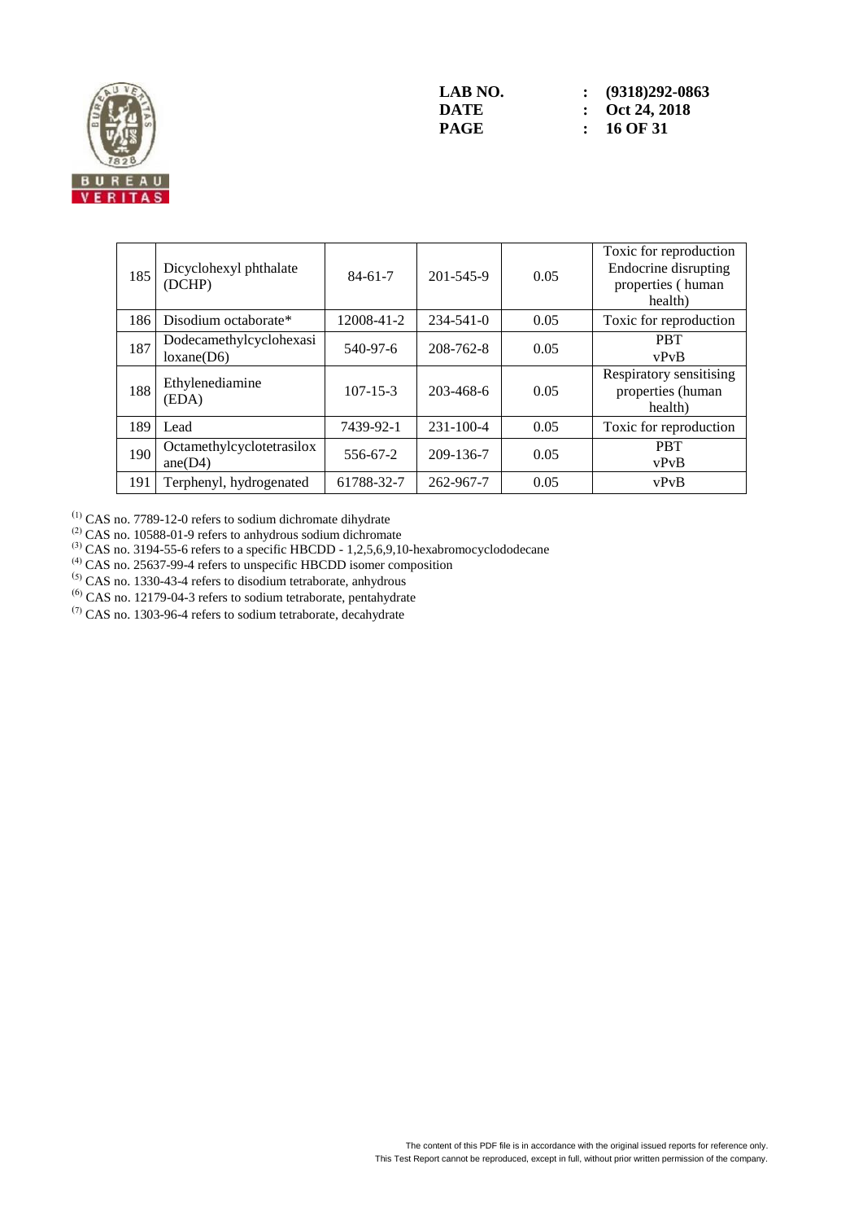| 185 | Dicyclohexyl phthalate (DCHP) | 84-61-7 | 201-545-9 | 0.05 | Toxic for reproduction Endocrine disrupting properties ( human health) |
|---|---|---|---|---|---|
| 186 | Disodium octaborate* | 12008-41-2 | 234-541-0 | 0.05 | Toxic for reproduction |
| 187 | Dodecamethylcyclohexasiloxane(D6) | 540-97-6 | 208-762-8 | 0.05 | PBT vPvB |
| 188 | Ethylenediamine (EDA) | 107-15-3 | 203-468-6 | 0.05 | Respiratory sensitising properties (human health) |
| 189 | Lead | 7439-92-1 | 231-100-4 | 0.05 | Toxic for reproduction |
| 190 | Octamethylcyclotetrasiloxane(D4) | 556-67-2 | 209-136-7 | 0.05 | PBT vPvB |
| 191 | Terphenyl, hydrogenated | 61788-32-7 | 262-967-7 | 0.05 | vPvB |

(1) CAS no. 7789-12-0 refers to sodium dichromate dihydrate
(2) CAS no. 10588-01-9 refers to anhydrous sodium dichromate
(3) CAS no. 3194-55-6 refers to a specific HBCDD - 1,2,5,6,9,10-hexabromocyclododecane
(4) CAS no. 25637-99-4 refers to unspecific HBCDD isomer composition
(5) CAS no. 1330-43-4 refers to disodium tetraborate, anhydrous
(6) CAS no. 12179-04-3 refers to sodium tetraborate, pentahydrate
(7) CAS no. 1303-96-4 refers to sodium tetraborate, decahydrate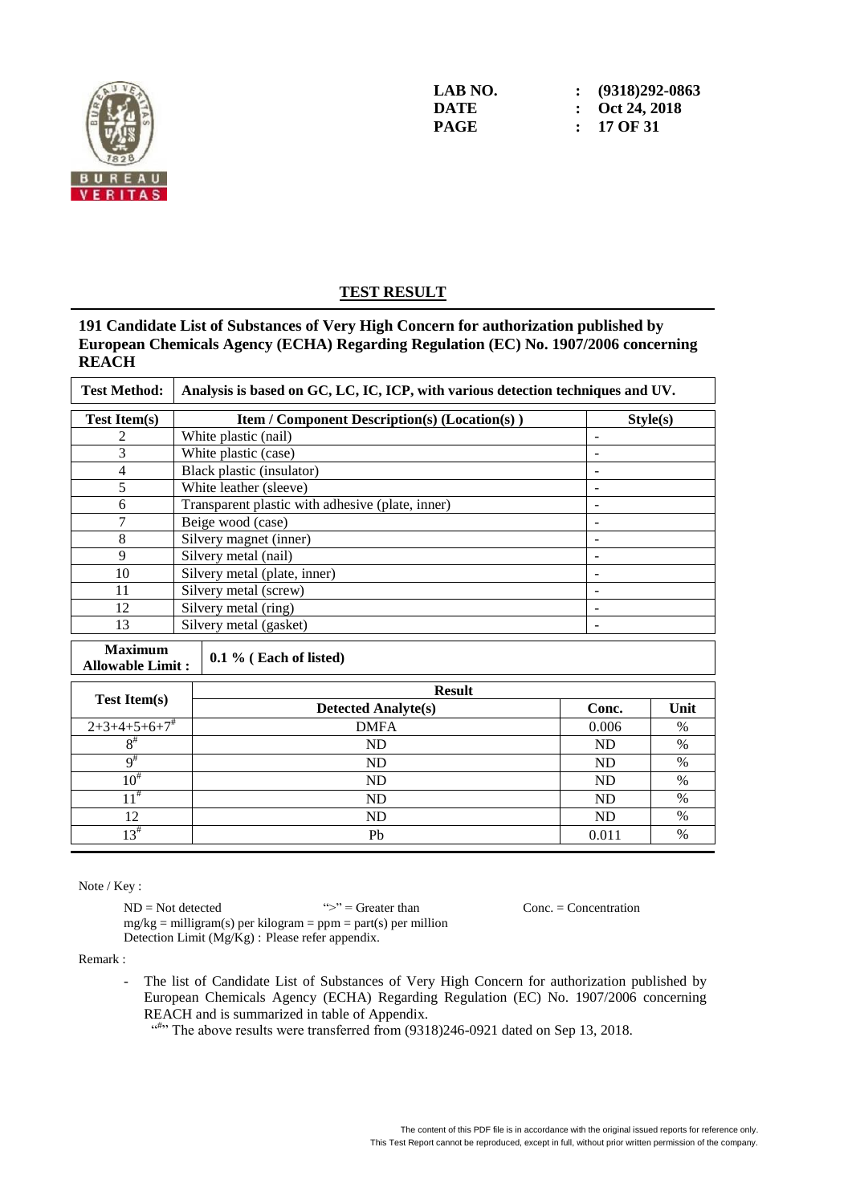LAB NO. : (9318)292-0863
DATE : Oct 24, 2018

## TEST RESULT

**191 Candidate List of Substances of Very High Concern for authorization published by European Chemicals Agency (ECHA) Regarding Regulation (EC) No. 1907/2006 concerning REACH**

| Test Method: | Analysis is based on GC, LC, IC, ICP, with various detection techniques and UV. |
|---|---|

| Test Item(s) | Item / Component Description(s) (Location(s) ) | Style(s) |
|---|---|---|
| 2 | White plastic (nail) | - |
| 3 | White plastic (case) | - |
| 4 | Black plastic (insulator) | - |
| 5 | White leather (sleeve) | - |
| 6 | Transparent plastic with adhesive (plate, inner) | - |
| 7 | Beige wood (case) | - |
| 8 | Silvery magnet (inner) | - |
| 9 | Silvery metal (nail) | - |
| 10 | Silvery metal (plate, inner) | - |
| 11 | Silvery metal (screw) | - |
| 12 | Silvery metal (ring) | - |
| 13 | Silvery metal (gasket) | - |

| Maximum Allowable Limit : | 0.1 % ( Each of listed) |
|---|---|

| Test Item(s) | Result | | |
|---|---|---|---|
| | Detected Analyte(s) | Conc. | Unit |
| 2+3+4+5+6+7# | DMFA | 0.006 | % |
| 8# | ND | ND | % |
| 9# | ND | ND | % |
| 10# | ND | ND | % |
| 11# | ND | ND | % |
| 12 | ND | ND | % |
| 13# | Pb | 0.011 | % |

Note / Key :

ND = Not detected ">" = Greater than Conc. = Concentration
mg/kg = milligram(s) per kilogram = ppm = part(s) per million
Detection Limit (Mg/Kg) : Please refer appendix.

Remark :

- The list of Candidate List of Substances of Very High Concern for authorization published by European Chemicals Agency (ECHA) Regarding Regulation (EC) No. 1907/2006 concerning REACH and is summarized in table of Appendix.
  "#" The above results were transferred from (9318)246-0921 dated on Sep 13, 2018.

The content of this PDF file is in accordance with the original issued reports for reference only.
This Test Report cannot be reproduced, except in full, without prior written permission of the company.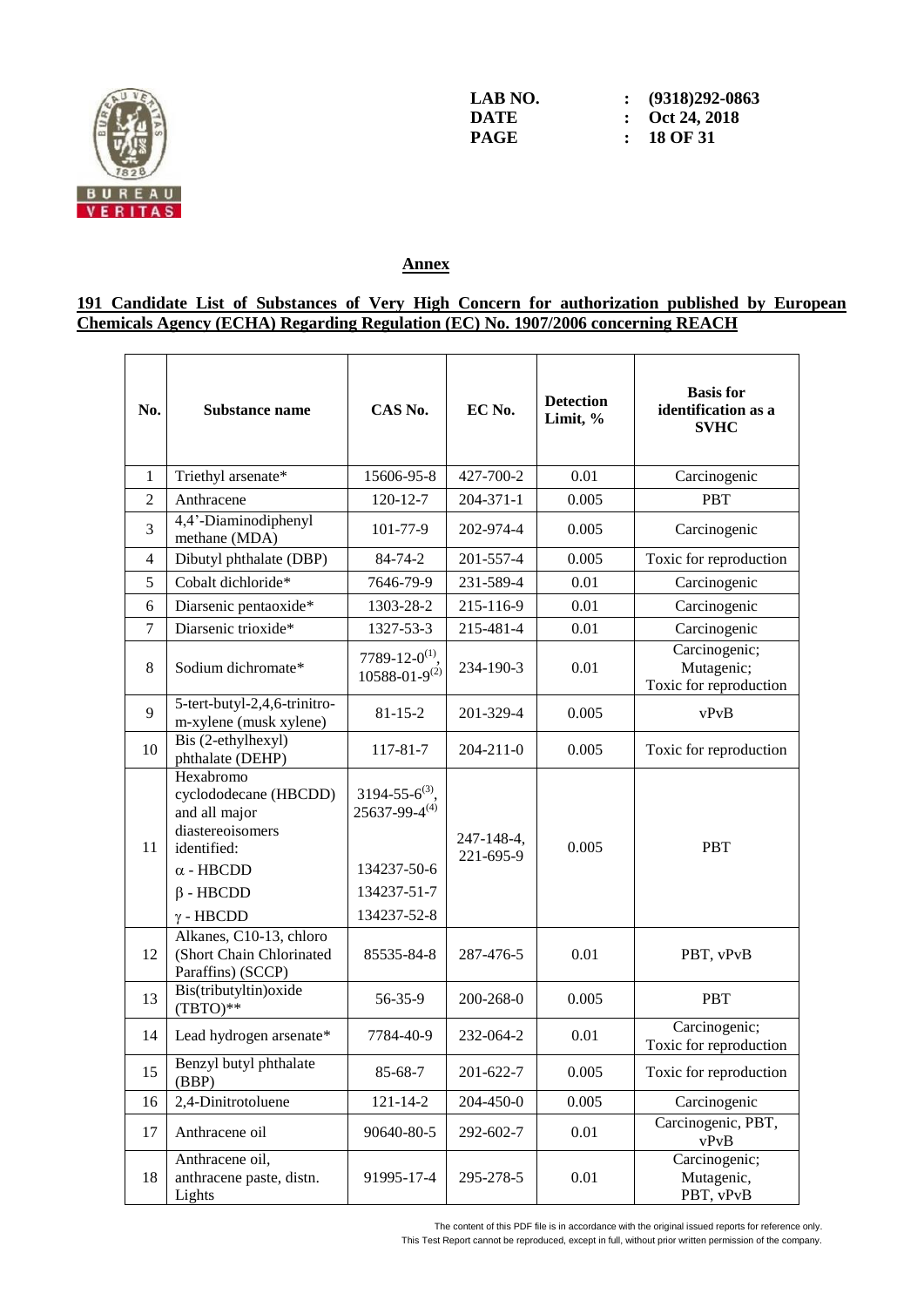## Annex

**191 Candidate List of Substances of Very High Concern for authorization published by European Chemicals Agency (ECHA) Regarding Regulation (EC) No. 1907/2006 concerning REACH**

| No. | Substance name | CAS No. | EC No. | Detection Limit, % | Basis for identification as a SVHC |
|---|---|---|---|---|---|
| 1 | Triethyl arsenate* | 15606-95-8 | 427-700-2 | 0.01 | Carcinogenic |
| 2 | Anthracene | 120-12-7 | 204-371-1 | 0.005 | PBT |
| 3 | 4,4'-Diaminodiphenyl methane (MDA) | 101-77-9 | 202-974-4 | 0.005 | Carcinogenic |
| 4 | Dibutyl phthalate (DBP) | 84-74-2 | 201-557-4 | 0.005 | Toxic for reproduction |
| 5 | Cobalt dichloride* | 7646-79-9 | 231-589-4 | 0.01 | Carcinogenic |
| 6 | Diarsenic pentaoxide* | 1303-28-2 | 215-116-9 | 0.01 | Carcinogenic |
| 7 | Diarsenic trioxide* | 1327-53-3 | 215-481-4 | 0.01 | Carcinogenic |
| 8 | Sodium dichromate* | 7789-12-0(1), 10588-01-9(2) | 234-190-3 | 0.01 | Carcinogenic; Mutagenic; Toxic for reproduction |
| 9 | 5-tert-butyl-2,4,6-trinitro-m-xylene (musk xylene) | 81-15-2 | 201-329-4 | 0.005 | vPvB |
| 10 | Bis (2-ethylhexyl) phthalate (DEHP) | 117-81-7 | 204-211-0 | 0.005 | Toxic for reproduction |
| 11 | Hexabromo cyclododecane (HBCDD) and all major diastereoisomers identified:<br>α - HBCDD<br>β - HBCDD<br>γ - HBCDD | 3194-55-6(3), 25637-99-4(4)<br>134237-50-6<br>134237-51-7<br>134237-52-8 | 247-148-4, 221-695-9 | 0.005 | PBT |
| 12 | Alkanes, C10-13, chloro (Short Chain Chlorinated Paraffins) (SCCP) | 85535-84-8 | 287-476-5 | 0.01 | PBT, vPvB |
| 13 | Bis(tributyltin)oxide (TBTO)** | 56-35-9 | 200-268-0 | 0.005 | PBT |
| 14 | Lead hydrogen arsenate* | 7784-40-9 | 232-064-2 | 0.01 | Carcinogenic; Toxic for reproduction |
| 15 | Benzyl butyl phthalate (BBP) | 85-68-7 | 201-622-7 | 0.005 | Toxic for reproduction |
| 16 | 2,4-Dinitrotoluene | 121-14-2 | 204-450-0 | 0.005 | Carcinogenic |
| 17 | Anthracene oil | 90640-80-5 | 292-602-7 | 0.01 | Carcinogenic, PBT, vPvB |
| 18 | Anthracene oil, anthracene paste, distn. Lights | 91995-17-4 | 295-278-5 | 0.01 | Carcinogenic; Mutagenic, PBT, vPvB |

The content of this PDF file is in accordance with the original issued reports for reference only.
This Test Report cannot be reproduced, except in full, without prior written permission of the company.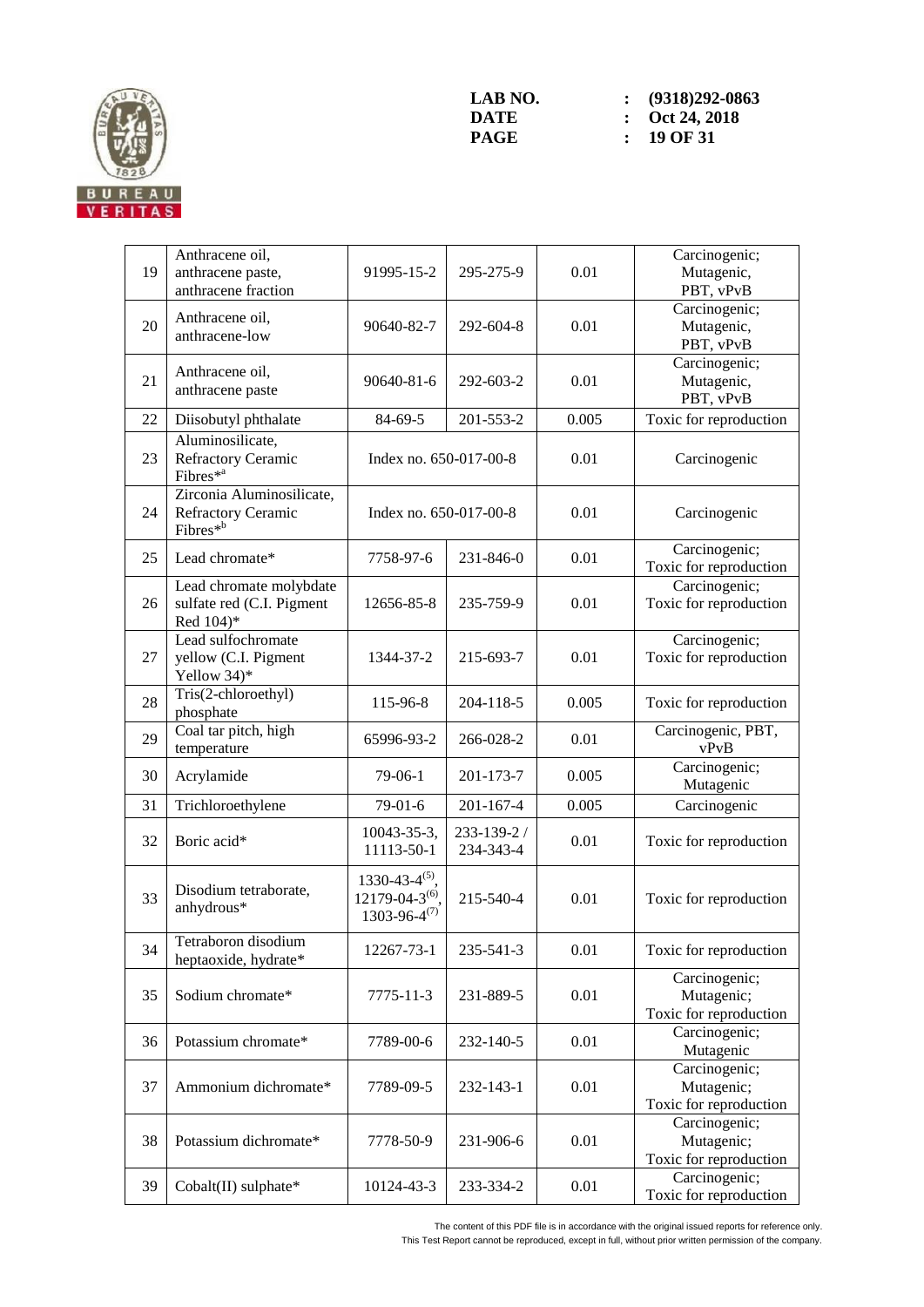| 19 | Anthracene oil, anthracene paste, anthracene fraction | 91995-15-2 | 295-275-9 | 0.01 | Carcinogenic; Mutagenic, PBT, vPvB |
|---|---|---|---|---|---|
| 20 | Anthracene oil, anthracene-low | 90640-82-7 | 292-604-8 | 0.01 | Carcinogenic; Mutagenic, PBT, vPvB |
| 21 | Anthracene oil, anthracene paste | 90640-81-6 | 292-603-2 | 0.01 | Carcinogenic; Mutagenic, PBT, vPvB |
| 22 | Diisobutyl phthalate | 84-69-5 | 201-553-2 | 0.005 | Toxic for reproduction |
| 23 | Aluminosilicate, Refractory Ceramic Fibres*[a] | Index no. 650-017-00-8 | | 0.01 | Carcinogenic |
| 24 | Zirconia Aluminosilicate, Refractory Ceramic Fibres*[b] | Index no. 650-017-00-8 | | 0.01 | Carcinogenic |
| 25 | Lead chromate* | 7758-97-6 | 231-846-0 | 0.01 | Carcinogenic; Toxic for reproduction |
| 26 | Lead chromate molybdate sulfate red (C.I. Pigment Red 104)* | 12656-85-8 | 235-759-9 | 0.01 | Carcinogenic; Toxic for reproduction |
| 27 | Lead sulfochromate yellow (C.I. Pigment Yellow 34)* | 1344-37-2 | 215-693-7 | 0.01 | Carcinogenic; Toxic for reproduction |
| 28 | Tris(2-chloroethyl) phosphate | 115-96-8 | 204-118-5 | 0.005 | Toxic for reproduction |
| 29 | Coal tar pitch, high temperature | 65996-93-2 | 266-028-2 | 0.01 | Carcinogenic, PBT, vPvB |
| 30 | Acrylamide | 79-06-1 | 201-173-7 | 0.005 | Carcinogenic; Mutagenic |
| 31 | Trichloroethylene | 79-01-6 | 201-167-4 | 0.005 | Carcinogenic |
| 32 | Boric acid* | 10043-35-3, 11113-50-1 | 233-139-2 / 234-343-4 | 0.01 | Toxic for reproduction |
| 33 | Disodium tetraborate, anhydrous* | 1330-43-4[(5)], 12179-04-3[(6)], 1303-96-4[(7)] | 215-540-4 | 0.01 | Toxic for reproduction |
| 34 | Tetraboron disodium heptaoxide, hydrate* | 12267-73-1 | 235-541-3 | 0.01 | Toxic for reproduction |
| 35 | Sodium chromate* | 7775-11-3 | 231-889-5 | 0.01 | Carcinogenic; Mutagenic; Toxic for reproduction |
| 36 | Potassium chromate* | 7789-00-6 | 232-140-5 | 0.01 | Carcinogenic; Mutagenic |
| 37 | Ammonium dichromate* | 7789-09-5 | 232-143-1 | 0.01 | Carcinogenic; Mutagenic; Toxic for reproduction |
| 38 | Potassium dichromate* | 7778-50-9 | 231-906-6 | 0.01 | Carcinogenic; Mutagenic; Toxic for reproduction |
| 39 | Cobalt(II) sulphate* | 10124-43-3 | 233-334-2 | 0.01 | Carcinogenic; Toxic for reproduction |

The content of this PDF file is in accordance with the original issued reports for reference only.
This Test Report cannot be reproduced, except in full, without prior written permission of the company.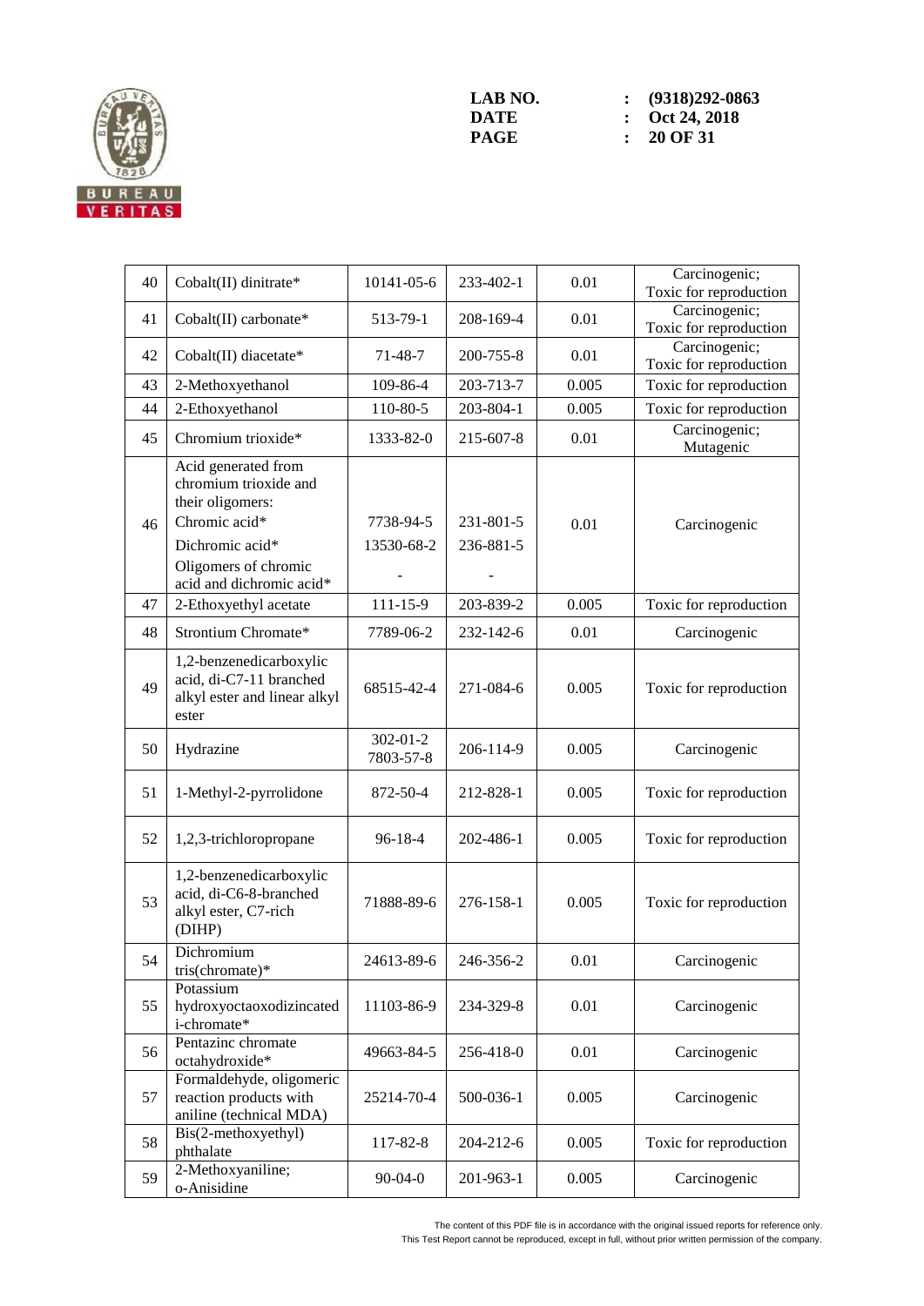| 40 | Cobalt(II) dinitrate* | 10141-05-6 | 233-402-1 | 0.01 | Carcinogenic; Toxic for reproduction |
|---|---|---|---|---|---|
| 41 | Cobalt(II) carbonate* | 513-79-1 | 208-169-4 | 0.01 | Carcinogenic; Toxic for reproduction |
| 42 | Cobalt(II) diacetate* | 71-48-7 | 200-755-8 | 0.01 | Carcinogenic; Toxic for reproduction |
| 43 | 2-Methoxyethanol | 109-86-4 | 203-713-7 | 0.005 | Toxic for reproduction |
| 44 | 2-Ethoxyethanol | 110-80-5 | 203-804-1 | 0.005 | Toxic for reproduction |
| 45 | Chromium trioxide* | 1333-82-0 | 215-607-8 | 0.01 | Carcinogenic; Mutagenic |
| 46 | Acid generated from chromium trioxide and their oligomers:<br>Chromic acid*<br>Dichromic acid*<br>Oligomers of chromic acid and dichromic acid* | 7738-94-5<br>13530-68-2<br>- | 231-801-5<br>236-881-5<br>- | 0.01 | Carcinogenic |
| 47 | 2-Ethoxyethyl acetate | 111-15-9 | 203-839-2 | 0.005 | Toxic for reproduction |
| 48 | Strontium Chromate* | 7789-06-2 | 232-142-6 | 0.01 | Carcinogenic |
| 49 | 1,2-benzenedicarboxylic acid, di-C7-11 branched alkyl ester and linear alkyl ester | 68515-42-4 | 271-084-6 | 0.005 | Toxic for reproduction |
| 50 | Hydrazine | 302-01-2<br>7803-57-8 | 206-114-9 | 0.005 | Carcinogenic |
| 51 | 1-Methyl-2-pyrrolidone | 872-50-4 | 212-828-1 | 0.005 | Toxic for reproduction |
| 52 | 1,2,3-trichloropropane | 96-18-4 | 202-486-1 | 0.005 | Toxic for reproduction |
| 53 | 1,2-benzenedicarboxylic acid, di-C6-8-branched alkyl ester, C7-rich (DIHP) | 71888-89-6 | 276-158-1 | 0.005 | Toxic for reproduction |
| 54 | Dichromium tris(chromate)* | 24613-89-6 | 246-356-2 | 0.01 | Carcinogenic |
| 55 | Potassium hydroxyoctaoxodizincatedi-chromate* | 11103-86-9 | 234-329-8 | 0.01 | Carcinogenic |
| 56 | Pentazinc chromate octahydroxide* | 49663-84-5 | 256-418-0 | 0.01 | Carcinogenic |
| 57 | Formaldehyde, oligomeric reaction products with aniline (technical MDA) | 25214-70-4 | 500-036-1 | 0.005 | Carcinogenic |
| 58 | Bis(2-methoxyethyl) phthalate | 117-82-8 | 204-212-6 | 0.005 | Toxic for reproduction |
| 59 | 2-Methoxyaniline; o-Anisidine | 90-04-0 | 201-963-1 | 0.005 | Carcinogenic |

The content of this PDF file is in accordance with the original issued reports for reference only.
This Test Report cannot be reproduced, except in full, without prior written permission of the company.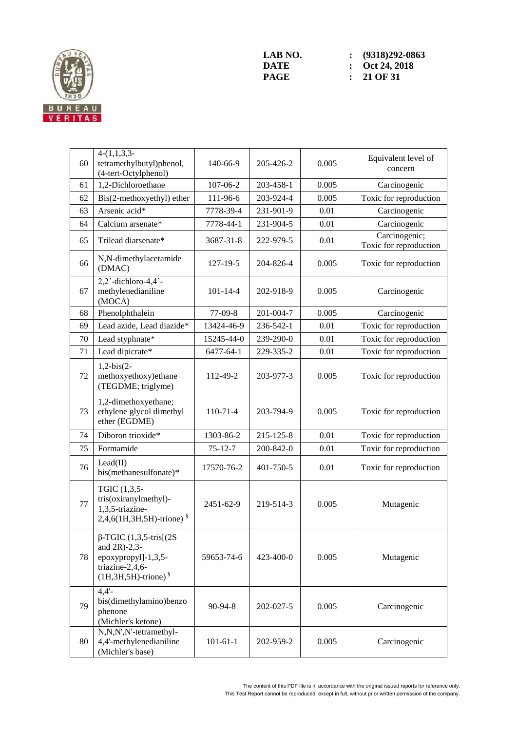| 60 | 4-(1,1,3,3-tetramethylbutyl)phenol, (4-tert-Octylphenol) | 140-66-9 | 205-426-2 | 0.005 | Equivalent level of concern |
|---|---|---|---|---|---|
| 61 | 1,2-Dichloroethane | 107-06-2 | 203-458-1 | 0.005 | Carcinogenic |
| 62 | Bis(2-methoxyethyl) ether | 111-96-6 | 203-924-4 | 0.005 | Toxic for reproduction |
| 63 | Arsenic acid* | 7778-39-4 | 231-901-9 | 0.01 | Carcinogenic |
| 64 | Calcium arsenate* | 7778-44-1 | 231-904-5 | 0.01 | Carcinogenic |
| 65 | Trilead diarsenate* | 3687-31-8 | 222-979-5 | 0.01 | Carcinogenic; Toxic for reproduction |
| 66 | N,N-dimethylacetamide (DMAC) | 127-19-5 | 204-826-4 | 0.005 | Toxic for reproduction |
| 67 | 2,2'-dichloro-4,4'-methylenedianiline (MOCA) | 101-14-4 | 202-918-9 | 0.005 | Carcinogenic |
| 68 | Phenolphthalein | 77-09-8 | 201-004-7 | 0.005 | Carcinogenic |
| 69 | Lead azide, Lead diazide* | 13424-46-9 | 236-542-1 | 0.01 | Toxic for reproduction |
| 70 | Lead styphnate* | 15245-44-0 | 239-290-0 | 0.01 | Toxic for reproduction |
| 71 | Lead dipicrate* | 6477-64-1 | 229-335-2 | 0.01 | Toxic for reproduction |
| 72 | 1,2-bis(2-methoxyethoxy)ethane (TEGDME; triglyme) | 112-49-2 | 203-977-3 | 0.005 | Toxic for reproduction |
| 73 | 1,2-dimethoxyethane; ethylene glycol dimethyl ether (EGDME) | 110-71-4 | 203-794-9 | 0.005 | Toxic for reproduction |
| 74 | Diboron trioxide* | 1303-86-2 | 215-125-8 | 0.01 | Toxic for reproduction |
| 75 | Formamide | 75-12-7 | 200-842-0 | 0.01 | Toxic for reproduction |
| 76 | Lead(II) bis(methanesulfonate)* | 17570-76-2 | 401-750-5 | 0.01 | Toxic for reproduction |
| 77 | TGIC (1,3,5-tris(oxiranylmethyl)-1,3,5-triazine-2,4,6(1H,3H,5H)-trione) § | 2451-62-9 | 219-514-3 | 0.005 | Mutagenic |
| 78 | β-TGIC (1,3,5-tris[(2S and 2R)-2,3-epoxypropyl]-1,3,5-triazine-2,4,6-(1H,3H,5H)-trione) § | 59653-74-6 | 423-400-0 | 0.005 | Mutagenic |
| 79 | 4,4'-bis(dimethylamino)benzophenone (Michler's ketone) | 90-94-8 | 202-027-5 | 0.005 | Carcinogenic |
| 80 | N,N,N',N'-tetramethyl-4,4'-methylenedianiline (Michler's base) | 101-61-1 | 202-959-2 | 0.005 | Carcinogenic |

The content of this PDF file is in accordance with the original issued reports for reference only.
This Test Report cannot be reproduced, except in full, without prior written permission of the company.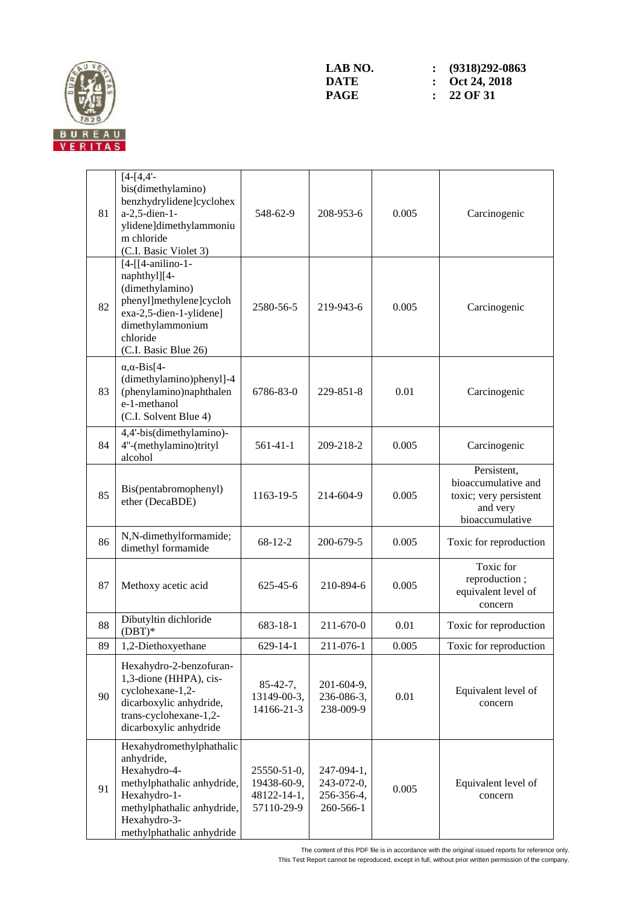| 81 | [4-[4,4'-bis(dimethylamino) benzhydrylidene]cyclohexa-2,5-dien-1-ylidene]dimethylammonium chloride (C.I. Basic Violet 3) | 548-62-9 | 208-953-6 | 0.005 | Carcinogenic |
|---|---|---|---|---|---|
| 82 | [4-[[4-anilino-1-naphthyl][4-(dimethylamino) phenyl]methylene]cyclohexa-2,5-dien-1-ylidene] dimethylammonium chloride (C.I. Basic Blue 26) | 2580-56-5 | 219-943-6 | 0.005 | Carcinogenic |
| 83 | α,α-Bis[4-(dimethylamino)phenyl]-4 (phenylamino)naphthalene-1-methanol (C.I. Solvent Blue 4) | 6786-83-0 | 229-851-8 | 0.01 | Carcinogenic |
| 84 | 4,4'-bis(dimethylamino)-4''-(methylamino)trityl alcohol | 561-41-1 | 209-218-2 | 0.005 | Carcinogenic |
| 85 | Bis(pentabromophenyl) ether (DecaBDE) | 1163-19-5 | 214-604-9 | 0.005 | Persistent, bioaccumulative and toxic; very persistent and very bioaccumulative |
| 86 | N,N-dimethylformamide; dimethyl formamide | 68-12-2 | 200-679-5 | 0.005 | Toxic for reproduction |
| 87 | Methoxy acetic acid | 625-45-6 | 210-894-6 | 0.005 | Toxic for reproduction ; equivalent level of concern |
| 88 | Dibutyltin dichloride (DBT)* | 683-18-1 | 211-670-0 | 0.01 | Toxic for reproduction |
| 89 | 1,2-Diethoxyethane | 629-14-1 | 211-076-1 | 0.005 | Toxic for reproduction |
| 90 | Hexahydro-2-benzofuran-1,3-dione (HHPA), cis-cyclohexane-1,2-dicarboxylic anhydride, trans-cyclohexane-1,2-dicarboxylic anhydride | 85-42-7, 13149-00-3, 14166-21-3 | 201-604-9, 236-086-3, 238-009-9 | 0.01 | Equivalent level of concern |
| 91 | Hexahydromethylphathalic anhydride, Hexahydro-4-methylphathalic anhydride, Hexahydro-1-methylphalic anhydride, Hexahydro-3-methylphathalic anhydride | 25550-51-0, 19438-60-9, 48122-14-1, 57110-29-9 | 247-094-1, 243-072-0, 256-356-4, 260-566-1 | 0.005 | Equivalent level of concern |

The content of this PDF file is in accordance with the original issued reports for reference only.
This Test Report cannot be reproduced, except in full, without prior written permission of the company.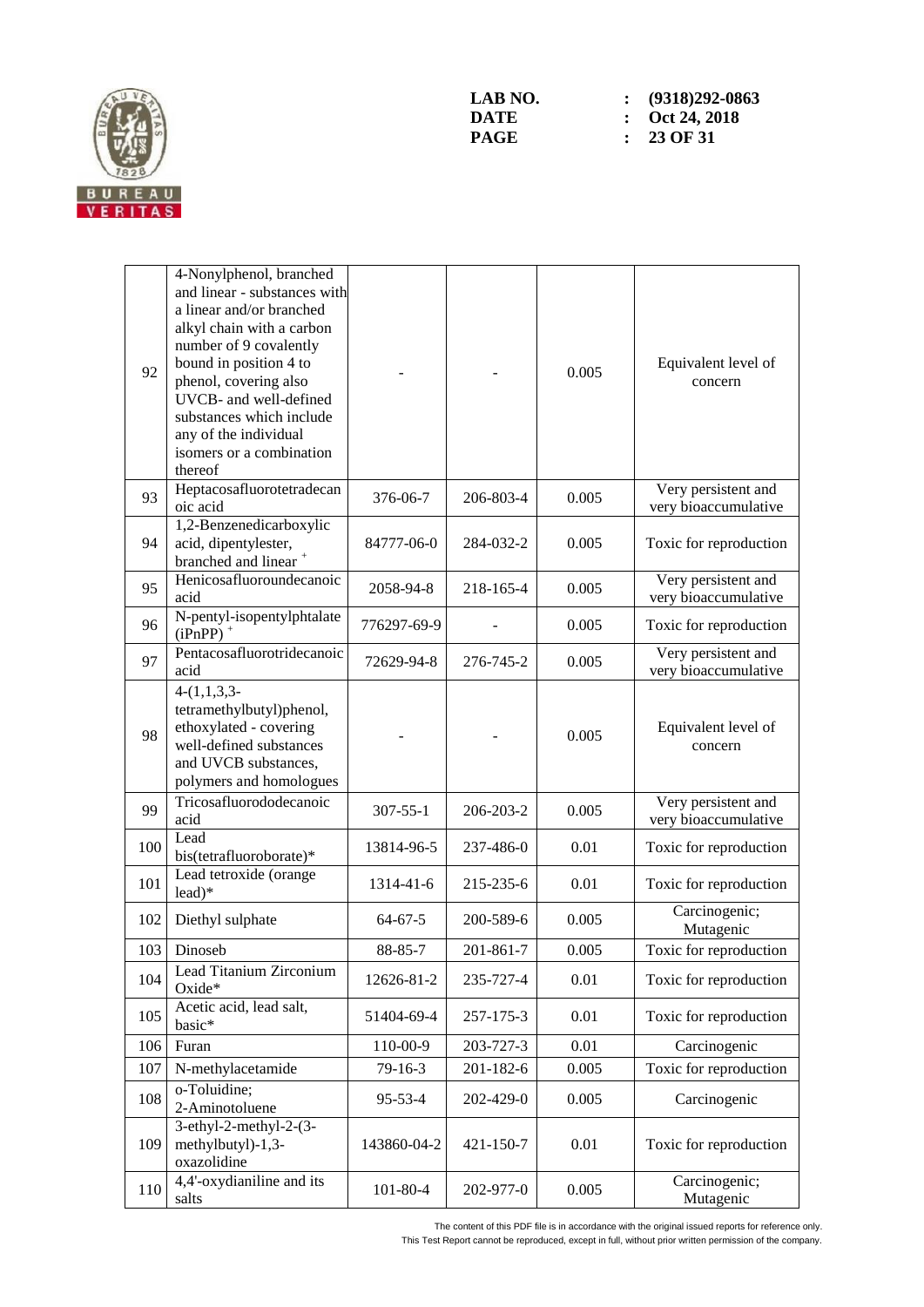| | | | | | |
|---|---|---|---|---|---|
| 92 | 4-Nonylphenol, branched and linear - substances with a linear and/or branched alkyl chain with a carbon number of 9 covalently bound in position 4 to phenol, covering also UVCB- and well-defined substances which include any of the individual isomers or a combination thereof | - | - | 0.005 | Equivalent level of concern |
| 93 | Heptacosafluorotetradecanoic acid | 376-06-7 | 206-803-4 | 0.005 | Very persistent and very bioaccumulative |
| 94 | 1,2-Benzenedicarboxylic acid, dipentylester, branched and linear + | 84777-06-0 | 284-032-2 | 0.005 | Toxic for reproduction |
| 95 | Henicosafluoroundecanoic acid | 2058-94-8 | 218-165-4 | 0.005 | Very persistent and very bioaccumulative |
| 96 | N-pentyl-isopentylphtalate (iPnPP) + | 776297-69-9 | - | 0.005 | Toxic for reproduction |
| 97 | Pentacosafluorotridecanoic acid | 72629-94-8 | 276-745-2 | 0.005 | Very persistent and very bioaccumulative |
| 98 | 4-(1,1,3,3-tetramethylbutyl)phenol, ethoxylated - covering well-defined substances and UVCB substances, polymers and homologues | - | - | 0.005 | Equivalent level of concern |
| 99 | Tricosafluorododecanoic acid | 307-55-1 | 206-203-2 | 0.005 | Very persistent and very bioaccumulative |
| 100 | Lead bis(tetrafluoroborate)* | 13814-96-5 | 237-486-0 | 0.01 | Toxic for reproduction |
| 101 | Lead tetroxide (orange lead)* | 1314-41-6 | 215-235-6 | 0.01 | Toxic for reproduction |
| 102 | Diethyl sulphate | 64-67-5 | 200-589-6 | 0.005 | Carcinogenic; Mutagenic |
| 103 | Dinoseb | 88-85-7 | 201-861-7 | 0.005 | Toxic for reproduction |
| 104 | Lead Titanium Zirconium Oxide* | 12626-81-2 | 235-727-4 | 0.01 | Toxic for reproduction |
| 105 | Acetic acid, lead salt, basic* | 51404-69-4 | 257-175-3 | 0.01 | Toxic for reproduction |
| 106 | Furan | 110-00-9 | 203-727-3 | 0.01 | Carcinogenic |
| 107 | N-methylacetamide | 79-16-3 | 201-182-6 | 0.005 | Toxic for reproduction |
| 108 | o-Toluidine; 2-Aminotoluene | 95-53-4 | 202-429-0 | 0.005 | Carcinogenic |
| 109 | 3-ethyl-2-methyl-2-(3-methylbutyl)-1,3-oxazolidine | 143860-04-2 | 421-150-7 | 0.01 | Toxic for reproduction |
| 110 | 4,4'-oxydianiline and its salts | 101-80-4 | 202-977-0 | 0.005 | Carcinogenic; Mutagenic |

The content of this PDF file is in accordance with the original issued reports for reference only.
This Test Report cannot be reproduced, except in full, without prior written permission of the company.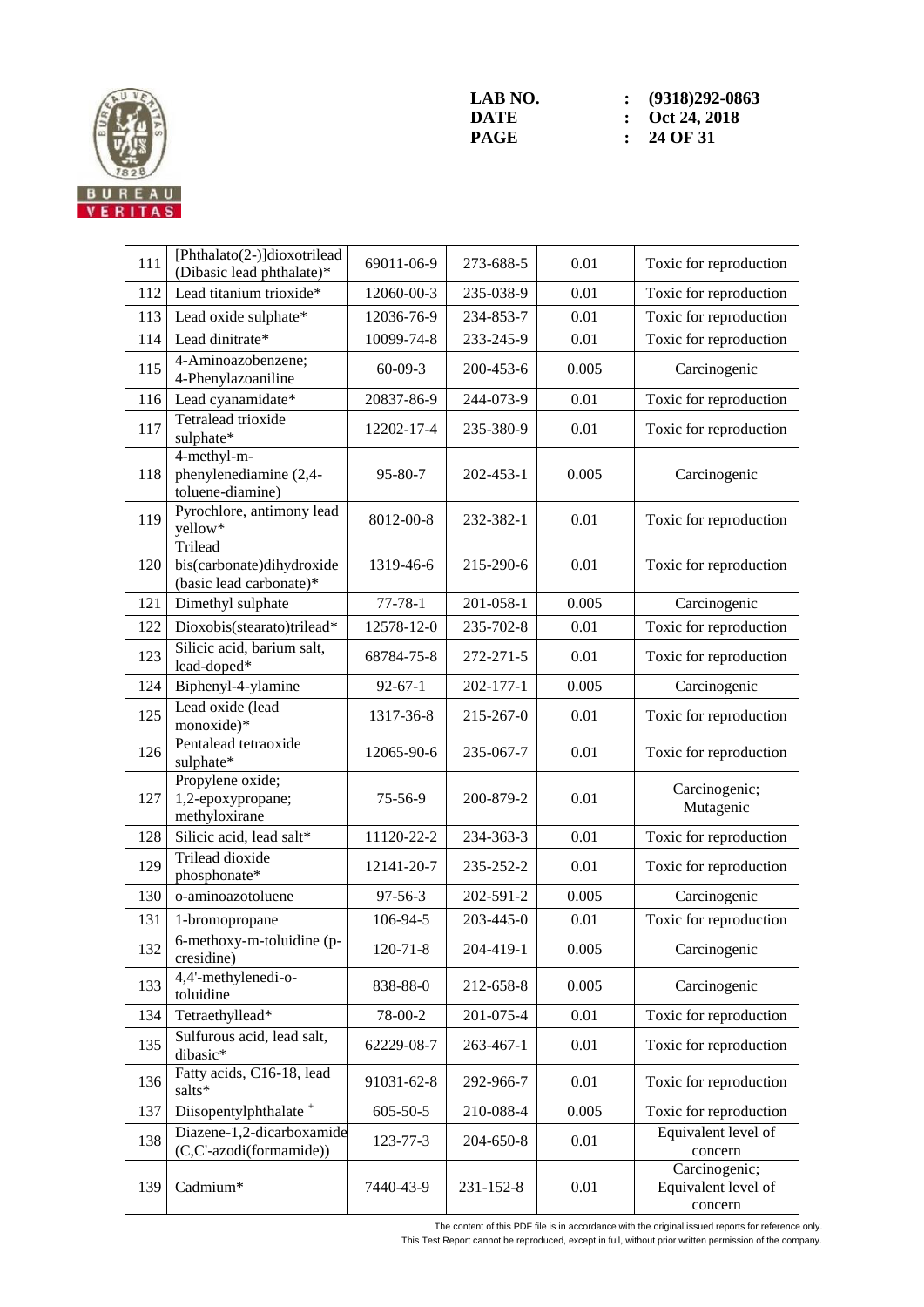| 111 | [Phthalato(2-)]dioxotrilead (Dibasic lead phthalate)* | 69011-06-9 | 273-688-5 | 0.01 | Toxic for reproduction |
|---|---|---|---|---|---|
| 112 | Lead titanium trioxide* | 12060-00-3 | 235-038-9 | 0.01 | Toxic for reproduction |
| 113 | Lead oxide sulphate* | 12036-76-9 | 234-853-7 | 0.01 | Toxic for reproduction |
| 114 | Lead dinitrate* | 10099-74-8 | 233-245-9 | 0.01 | Toxic for reproduction |
| 115 | 4-Aminoazobenzene; 4-Phenylazoaniline | 60-09-3 | 200-453-6 | 0.005 | Carcinogenic |
| 116 | Lead cyanamidate* | 20837-86-9 | 244-073-9 | 0.01 | Toxic for reproduction |
| 117 | Tetralead trioxide sulphate* | 12202-17-4 | 235-380-9 | 0.01 | Toxic for reproduction |
| 118 | 4-methyl-m-phenylenediamine (2,4-toluene-diamine) | 95-80-7 | 202-453-1 | 0.005 | Carcinogenic |
| 119 | Pyrochlore, antimony lead yellow* | 8012-00-8 | 232-382-1 | 0.01 | Toxic for reproduction |
| 120 | Trilead bis(carbonate)dihydroxide (basic lead carbonate)* | 1319-46-6 | 215-290-6 | 0.01 | Toxic for reproduction |
| 121 | Dimethyl sulphate | 77-78-1 | 201-058-1 | 0.005 | Carcinogenic |
| 122 | Dioxobis(stearato)trilead* | 12578-12-0 | 235-702-8 | 0.01 | Toxic for reproduction |
| 123 | Silicic acid, barium salt, lead-doped* | 68784-75-8 | 272-271-5 | 0.01 | Toxic for reproduction |
| 124 | Biphenyl-4-ylamine | 92-67-1 | 202-177-1 | 0.005 | Carcinogenic |
| 125 | Lead oxide (lead monoxide)* | 1317-36-8 | 215-267-0 | 0.01 | Toxic for reproduction |
| 126 | Pentalead tetraoxide sulphate* | 12065-90-6 | 235-067-7 | 0.01 | Toxic for reproduction |
| 127 | Propylene oxide; 1,2-epoxypropane; methyloxirane | 75-56-9 | 200-879-2 | 0.01 | Carcinogenic; Mutagenic |
| 128 | Silicic acid, lead salt* | 11120-22-2 | 234-363-3 | 0.01 | Toxic for reproduction |
| 129 | Trilead dioxide phosphonate* | 12141-20-7 | 235-252-2 | 0.01 | Toxic for reproduction |
| 130 | o-aminoazotoluene | 97-56-3 | 202-591-2 | 0.005 | Carcinogenic |
| 131 | 1-bromopropane | 106-94-5 | 203-445-0 | 0.01 | Toxic for reproduction |
| 132 | 6-methoxy-m-toluidine (p-cresidine) | 120-71-8 | 204-419-1 | 0.005 | Carcinogenic |
| 133 | 4,4'-methylenedi-o-toluidine | 838-88-0 | 212-658-8 | 0.005 | Carcinogenic |
| 134 | Tetraethyllead* | 78-00-2 | 201-075-4 | 0.01 | Toxic for reproduction |
| 135 | Sulfurous acid, lead salt, dibasic* | 62229-08-7 | 263-467-1 | 0.01 | Toxic for reproduction |
| 136 | Fatty acids, C16-18, lead salts* | 91031-62-8 | 292-966-7 | 0.01 | Toxic for reproduction |
| 137 | Diisopentylphthalate + | 605-50-5 | 210-088-4 | 0.005 | Toxic for reproduction |
| 138 | Diazene-1,2-dicarboxamide (C,C'-azodi(formamide)) | 123-77-3 | 204-650-8 | 0.01 | Equivalent level of concern |
| 139 | Cadmium* | 7440-43-9 | 231-152-8 | 0.01 | Carcinogenic; Equivalent level of concern |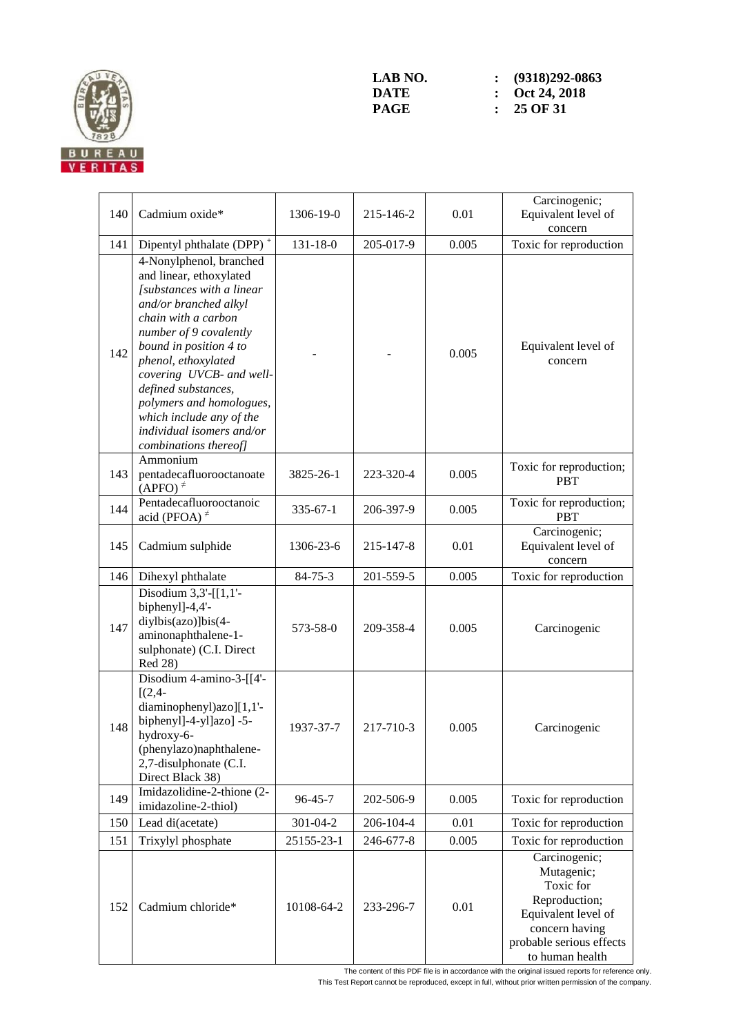LAB NO. : (9318)292-0863
DATE : Oct 24, 2018

| 140 | Cadmium oxide* | 1306-19-0 | 215-146-2 | 0.01 | Carcinogenic; Equivalent level of concern |
|---|---|---|---|---|---|
| 141 | Dipentyl phthalate (DPP) + | 131-18-0 | 205-017-9 | 0.005 | Toxic for reproduction |
| 142 | 4-Nonylphenol, branched and linear, ethoxylated *[substances with a linear and/or branched alkyl chain with a carbon number of 9 covalently bound in position 4 to phenol, ethoxylated covering UVCB- and well-defined substances, polymers and homologues, which include any of the individual isomers and/or combinations thereof]* | - | - | 0.005 | Equivalent level of concern |
| 143 | Ammonium pentadecafluorooctanoate (APFO) ≠ | 3825-26-1 | 223-320-4 | 0.005 | Toxic for reproduction; PBT |
| 144 | Pentadecafluorooctanoic acid (PFOA) ≠ | 335-67-1 | 206-397-9 | 0.005 | Toxic for reproduction; PBT |
| 145 | Cadmium sulphide | 1306-23-6 | 215-147-8 | 0.01 | Carcinogenic; Equivalent level of concern |
| 146 | Dihexyl phthalate | 84-75-3 | 201-559-5 | 0.005 | Toxic for reproduction |
| 147 | Disodium 3,3'-[[1,1'-biphenyl]-4,4'-diylbis(azo)]bis(4-aminonaphthalene-1-sulphonate) (C.I. Direct Red 28) | 573-58-0 | 209-358-4 | 0.005 | Carcinogenic |
| 148 | Disodium 4-amino-3-[[4'-[(2,4-diaminophenyl)azo][1,1'-biphenyl]-4-yl]azo] -5-hydroxy-6-(phenylazo)naphthalene-2,7-disulphonate (C.I. Direct Black 38) | 1937-37-7 | 217-710-3 | 0.005 | Carcinogenic |
| 149 | Imidazolidine-2-thione (2-imidazoline-2-thiol) | 96-45-7 | 202-506-9 | 0.005 | Toxic for reproduction |
| 150 | Lead di(acetate) | 301-04-2 | 206-104-4 | 0.01 | Toxic for reproduction |
| 151 | Trixylyl phosphate | 25155-23-1 | 246-677-8 | 0.005 | Toxic for reproduction |
| 152 | Cadmium chloride* | 10108-64-2 | 233-296-7 | 0.01 | Carcinogenic; Mutagenic; Toxic for Reproduction; Equivalent level of concern having probable serious effects to human health |

The content of this PDF file is in accordance with the original issued reports for reference only.
This Test Report cannot be reproduced, except in full, without prior written permission of the company.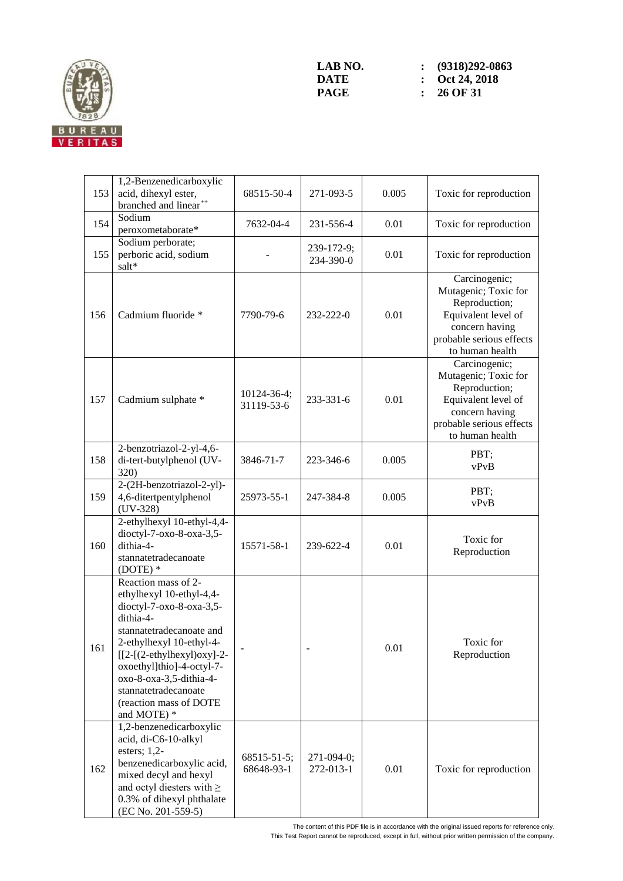| 153 | 1,2-Benzenedicarboxylic acid, dihexyl ester, branched and linear[++] | 68515-50-4 | 271-093-5 | 0.005 | Toxic for reproduction |
|---|---|---|---|---|---|
| 154 | Sodium peroxometaborate* | 7632-04-4 | 231-556-4 | 0.01 | Toxic for reproduction |
| 155 | Sodium perborate; perboric acid, sodium salt* | - | 239-172-9; 234-390-0 | 0.01 | Toxic for reproduction |
| 156 | Cadmium fluoride * | 7790-79-6 | 232-222-0 | 0.01 | Carcinogenic; Mutagenic; Toxic for Reproduction; Equivalent level of concern having probable serious effects to human health |
| 157 | Cadmium sulphate * | 10124-36-4; 31119-53-6 | 233-331-6 | 0.01 | Carcinogenic; Mutagenic; Toxic for Reproduction; Equivalent level of concern having probable serious effects to human health |
| 158 | 2-benzotriazol-2-yl-4,6-di-tert-butylphenol (UV-320) | 3846-71-7 | 223-346-6 | 0.005 | PBT; vPvB |
| 159 | 2-(2H-benzotriazol-2-yl)-4,6-ditertpentylphenol (UV-328) | 25973-55-1 | 247-384-8 | 0.005 | PBT; vPvB |
| 160 | 2-ethylhexyl 10-ethyl-4,4-dioctyl-7-oxo-8-oxa-3,5-dithia-4-stannatetradecanoate (DOTE) * | 15571-58-1 | 239-622-4 | 0.01 | Toxic for Reproduction |
| 161 | Reaction mass of 2-ethylhexyl 10-ethyl-4,4-dioctyl-7-oxo-8-oxa-3,5-dithia-4-stannatetradecanoate and 2-ethylhexyl 10-ethyl-4-[[2-[(2-ethylhexyl)oxy]-2-oxoethyl]thio]-4-octyl-7-oxo-8-oxa-3,5-dithia-4-stannatetradecanoate (reaction mass of DOTE and MOTE) * | - | - | 0.01 | Toxic for Reproduction |
| 162 | 1,2-benzenedicarboxylic acid, di-C6-10-alkyl esters; 1,2-benzenedicarboxylic acid, mixed decyl and hexyl and octyl diesters with ≥ 0.3% of dihexyl phthalate (EC No. 201-559-5) | 68515-51-5; 68648-93-1 | 271-094-0; 272-013-1 | 0.01 | Toxic for reproduction |

The content of this PDF file is in accordance with the original issued reports for reference only.
This Test Report cannot be reproduced, except in full, without prior written permission of the company.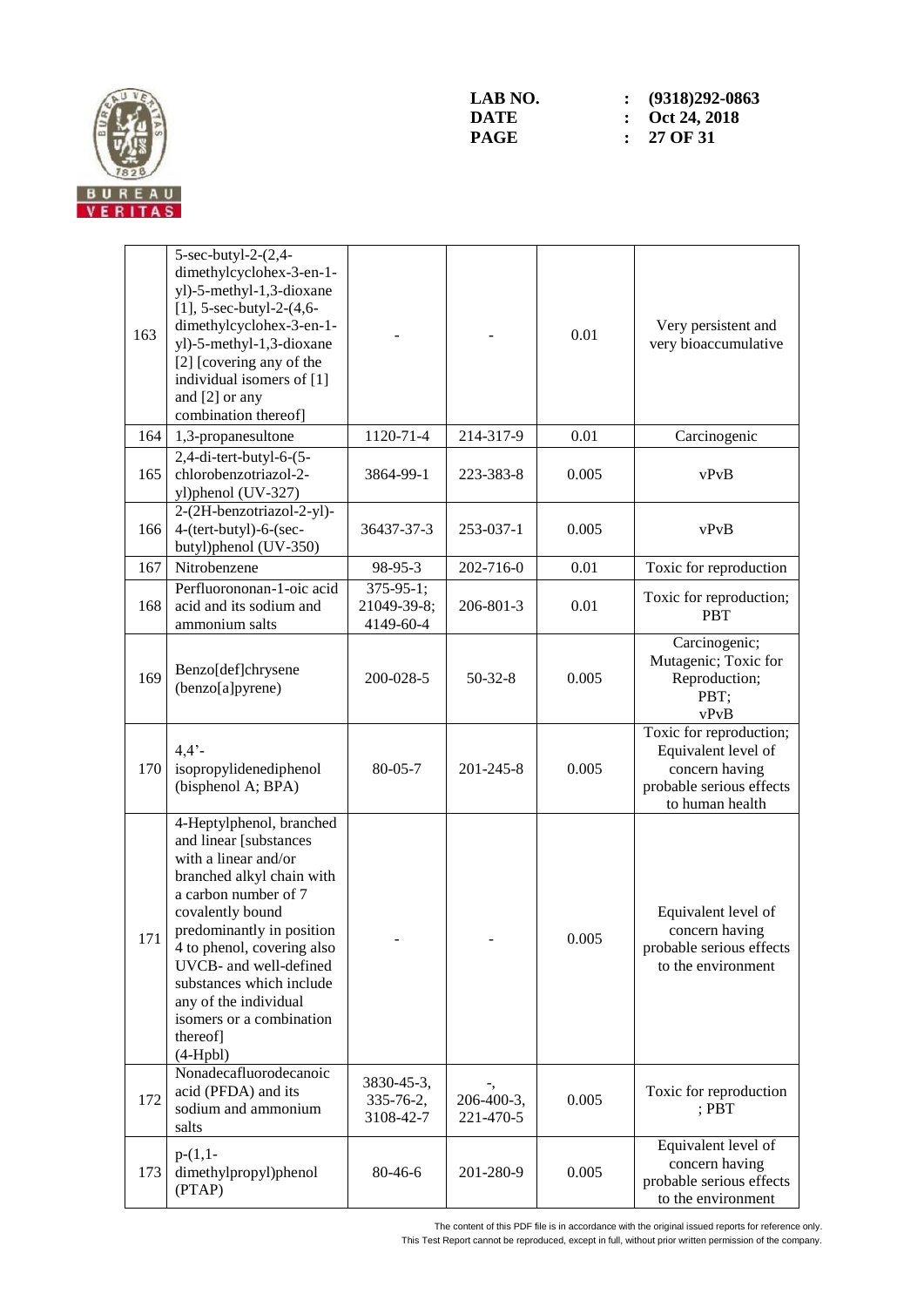| 163 | 5-sec-butyl-2-(2,4-dimethylcyclohex-3-en-1-yl)-5-methyl-1,3-dioxane [1], 5-sec-butyl-2-(4,6-dimethylcyclohex-3-en-1-yl)-5-methyl-1,3-dioxane [2] [covering any of the individual isomers of [1] and [2] or any combination thereof] | - | - | 0.01 | Very persistent and very bioaccumulative |
|---|---|---|---|---|---|
| 164 | 1,3-propanesultone | 1120-71-4 | 214-317-9 | 0.01 | Carcinogenic |
| 165 | 2,4-di-tert-butyl-6-(5-chlorobenzotriazol-2-yl)phenol (UV-327) | 3864-99-1 | 223-383-8 | 0.005 | vPvB |
| 166 | 2-(2H-benzotriazol-2-yl)-4-(tert-butyl)-6-(sec-butyl)phenol (UV-350) | 36437-37-3 | 253-037-1 | 0.005 | vPvB |
| 167 | Nitrobenzene | 98-95-3 | 202-716-0 | 0.01 | Toxic for reproduction |
| 168 | Perfluorononan-1-oic acid acid and its sodium and ammonium salts | 375-95-1; 21049-39-8; 4149-60-4 | 206-801-3 | 0.01 | Toxic for reproduction; PBT |
| 169 | Benzo[def]chrysene (benzo[a]pyrene) | 200-028-5 | 50-32-8 | 0.005 | Carcinogenic; Mutagenic; Toxic for Reproduction; PBT; vPvB |
| 170 | 4,4'-isopropylidenediphenol (bisphenol A; BPA) | 80-05-7 | 201-245-8 | 0.005 | Toxic for reproduction; Equivalent level of concern having probable serious effects to human health |
| 171 | 4-Heptylphenol, branched and linear [substances with a linear and/or branched alkyl chain with a carbon number of 7 covalently bound predominantly in position 4 to phenol, covering also UVCB- and well-defined substances which include any of the individual isomers or a combination thereof] (4-Hpbl) | - | - | 0.005 | Equivalent level of concern having probable serious effects to the environment |
| 172 | Nonadecafluorodecanoic acid (PFDA) and its sodium and ammonium salts | 3830-45-3, 335-76-2, 3108-42-7 | -, 206-400-3, 221-470-5 | 0.005 | Toxic for reproduction ; PBT |
| 173 | p-(1,1-dimethylpropyl)phenol (PTAP) | 80-46-6 | 201-280-9 | 0.005 | Equivalent level of concern having probable serious effects to the environment |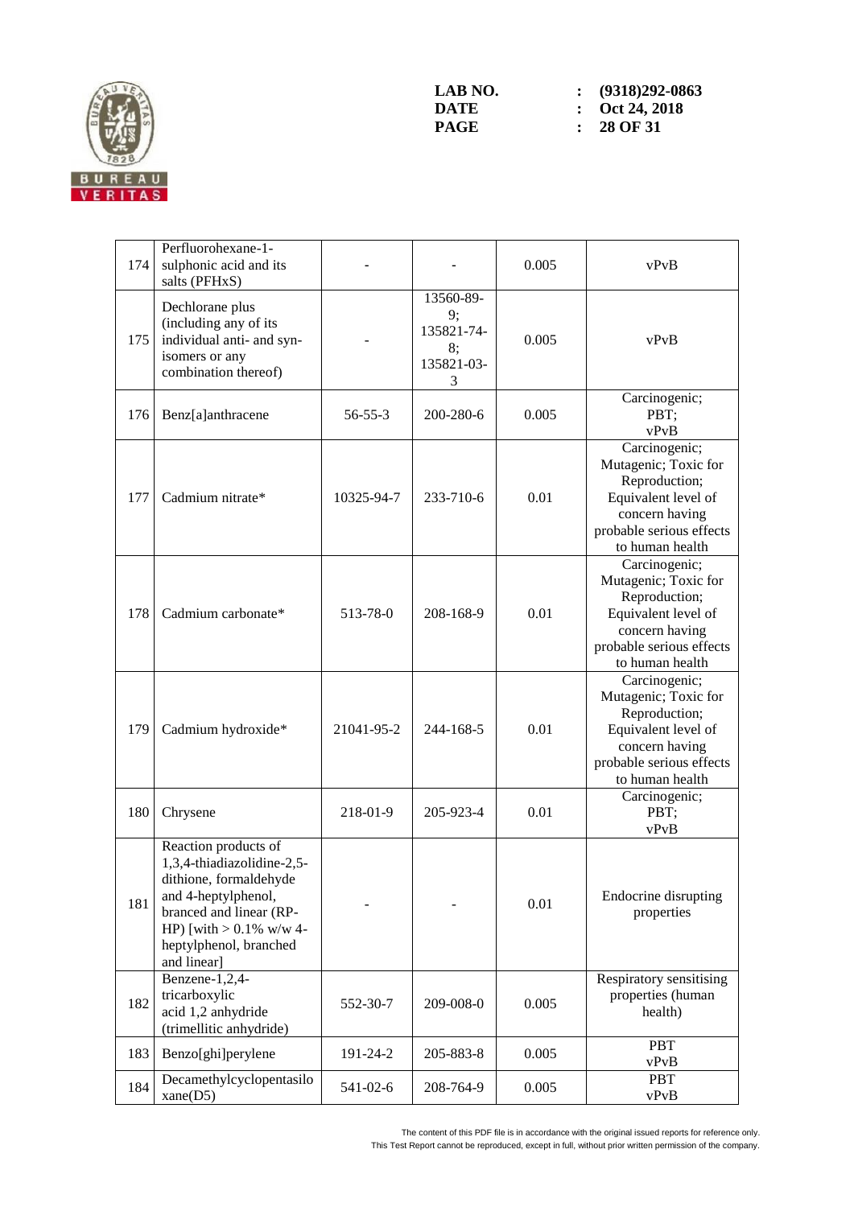| 174 | Perfluorohexane-1-sulphonic acid and its salts (PFHxS) | - | - | 0.005 | vPvB |
|---|---|---|---|---|---|
| 175 | Dechlorane plus (including any of its individual anti- and syn-isomers or any combination thereof) | - | 13560-89-9; 135821-74-8; 135821-03-3 | 0.005 | vPvB |
| 176 | Benz[a]anthracene | 56-55-3 | 200-280-6 | 0.005 | Carcinogenic; PBT; vPvB |
| 177 | Cadmium nitrate* | 10325-94-7 | 233-710-6 | 0.01 | Carcinogenic; Mutagenic; Toxic for Reproduction; Equivalent level of concern having probable serious effects to human health |
| 178 | Cadmium carbonate* | 513-78-0 | 208-168-9 | 0.01 | Carcinogenic; Mutagenic; Toxic for Reproduction; Equivalent level of concern having probable serious effects to human health |
| 179 | Cadmium hydroxide* | 21041-95-2 | 244-168-5 | 0.01 | Carcinogenic; Mutagenic; Toxic for Reproduction; Equivalent level of concern having probable serious effects to human health |
| 180 | Chrysene | 218-01-9 | 205-923-4 | 0.01 | Carcinogenic; PBT; vPvB |
| 181 | Reaction products of 1,3,4-thiadiazolidine-2,5-dithione, formaldehyde and 4-heptylphenol, branched and linear (RP-HP) [with > 0.1% w/w 4-heptylphenol, branched and linear] | - | - | 0.01 | Endocrine disrupting properties |
| 182 | Benzene-1,2,4-tricarboxylic acid 1,2 anhydride (trimellitic anhydride) | 552-30-7 | 209-008-0 | 0.005 | Respiratory sensitising properties (human health) |
| 183 | Benzo[ghi]perylene | 191-24-2 | 205-883-8 | 0.005 | PBT vPvB |
| 184 | Decamethylcyclopentasiloxane(D5) | 541-02-6 | 208-764-9 | 0.005 | PBT vPvB |

The content of this PDF file is in accordance with the original issued reports for reference only.
This Test Report cannot be reproduced, except in full, without prior written permission of the company.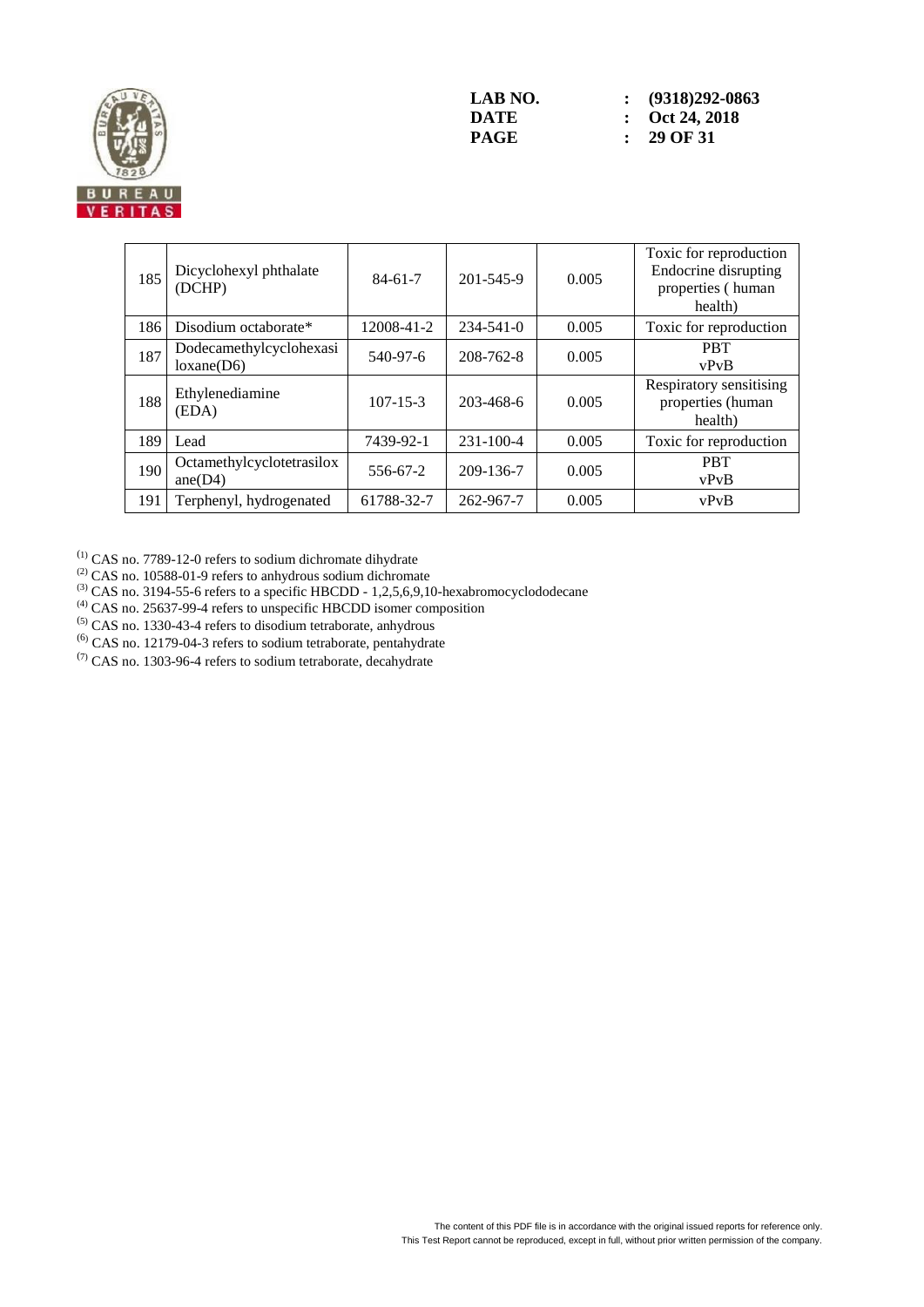LAB NO. : (9318)292-0863
DATE : Oct 24, 2018

| 185 | Dicyclohexyl phthalate (DCHP) | 84-61-7 | 201-545-9 | 0.005 | Toxic for reproduction Endocrine disrupting properties ( human health) |
|---|---|---|---|---|---|
| 186 | Disodium octaborate* | 12008-41-2 | 234-541-0 | 0.005 | Toxic for reproduction |
| 187 | Dodecamethylcyclohexasiloxane(D6) | 540-97-6 | 208-762-8 | 0.005 | PBT vPvB |
| 188 | Ethylenediamine (EDA) | 107-15-3 | 203-468-6 | 0.005 | Respiratory sensitising properties (human health) |
| 189 | Lead | 7439-92-1 | 231-100-4 | 0.005 | Toxic for reproduction |
| 190 | Octamethylcyclotetrasiloxane(D4) | 556-67-2 | 209-136-7 | 0.005 | PBT vPvB |
| 191 | Terphenyl, hydrogenated | 61788-32-7 | 262-967-7 | 0.005 | vPvB |

(1) CAS no. 7789-12-0 refers to sodium dichromate dihydrate
(2) CAS no. 10588-01-9 refers to anhydrous sodium dichromate
(3) CAS no. 3194-55-6 refers to a specific HBCDD - 1,2,5,6,9,10-hexabromocyclododecane
(4) CAS no. 25637-99-4 refers to unspecific HBCDD isomer composition
(5) CAS no. 1330-43-4 refers to disodium tetraborate, anhydrous
(6) CAS no. 12179-04-3 refers to sodium tetraborate, pentahydrate
(7) CAS no. 1303-96-4 refers to sodium tetraborate, decahydrate

The content of this PDF file is in accordance with the original issued reports for reference only.
This Test Report cannot be reproduced, except in full, without prior written permission of the company.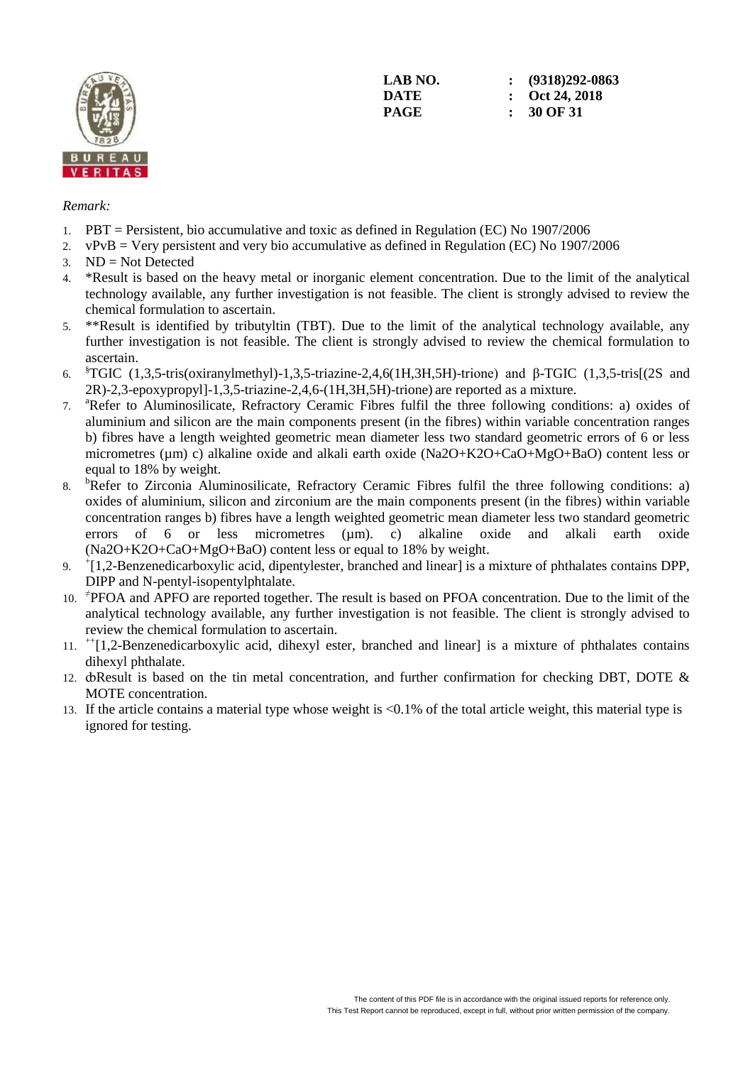LAB NO. : (9318)292-0863
DATE : Oct 24, 2018

*Remark:*

1. PBT = Persistent, bio accumulative and toxic as defined in Regulation (EC) No 1907/2006
2. vPvB = Very persistent and very bio accumulative as defined in Regulation (EC) No 1907/2006
3. ND = Not Detected
4. *Result is based on the heavy metal or inorganic element concentration. Due to the limit of the analytical technology available, any further investigation is not feasible. The client is strongly advised to review the chemical formulation to ascertain.
5. **Result is identified by tributyltin (TBT). Due to the limit of the analytical technology available, any further investigation is not feasible. The client is strongly advised to review the chemical formulation to ascertain.
6. [§]TGIC (1,3,5-tris(oxiranylmethyl)-1,3,5-triazine-2,4,6(1H,3H,5H)-trione) and β-TGIC (1,3,5-tris[(2S and 2R)-2,3-epoxypropyl]-1,3,5-triazine-2,4,6-(1H,3H,5H)-trione) are reported as a mixture.
7. [a]Refer to Aluminosilicate, Refractory Ceramic Fibres fulfil the three following conditions: a) oxides of aluminium and silicon are the main components present (in the fibres) within variable concentration ranges b) fibres have a length weighted geometric mean diameter less two standard geometric errors of 6 or less micrometres (µm) c) alkaline oxide and alkali earth oxide ($Na_2O+K_2O+CaO+MgO+BaO$) content less or equal to 18% by weight.
8. [b]Refer to Zirconia Aluminosilicate, Refractory Ceramic Fibres fulfil the three following conditions: a) oxides of aluminium, silicon and zirconium are the main components present (in the fibres) within variable concentration ranges b) fibres have a length weighted geometric mean diameter less two standard geometric errors of 6 or less micrometres (µm). c) alkaline oxide and alkali earth oxide ($Na_2O+K_2O+CaO+MgO+BaO$) content less or equal to 18% by weight.
9. [+][1,2-Benzenedicarboxylic acid, dipentylester, branched and linear] is a mixture of phthalates contains DPP, DIPP and N-pentyl-isopentylphtalate.
10. [≠]PFOA and APFO are reported together. The result is based on PFOA concentration. Due to the limit of the analytical technology available, any further investigation is not feasible. The client is strongly advised to review the chemical formulation to ascertain.
11. [++][1,2-Benzenedicarboxylic acid, dihexyl ester, branched and linear] is a mixture of phthalates contains dihexyl phthalate.
12. ȸResult is based on the tin metal concentration, and further confirmation for checking DBT, DOTE & MOTE concentration.
13. If the article contains a material type whose weight is <0.1% of the total article weight, this material type is ignored for testing.

The content of this PDF file is in accordance with the original issued reports for reference only.
This Test Report cannot be reproduced, except in full, without prior written permission of the company.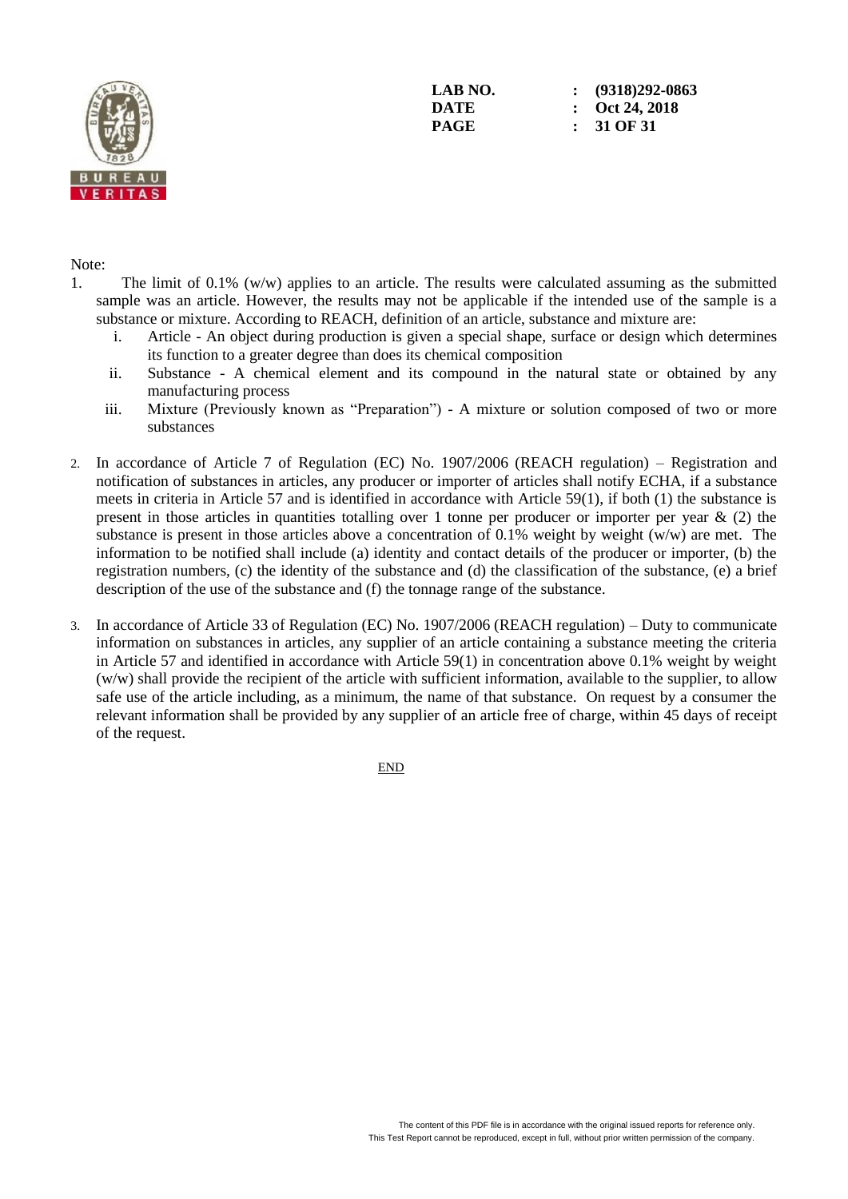| | | |
|---|---|---|
| **LAB NO.** | **:** | **(9318)292-0863** |
| **DATE** | **:** | **Oct 24, 2018** |

Note:

1. The limit of 0.1% (w/w) applies to an article. The results were calculated assuming as the submitted sample was an article. However, the results may not be applicable if the intended use of the sample is a substance or mixture. According to REACH, definition of an article, substance and mixture are:
   i. Article - An object during production is given a special shape, surface or design which determines its function to a greater degree than does its chemical composition
   ii. Substance - A chemical element and its compound in the natural state or obtained by any manufacturing process
   iii. Mixture (Previously known as "Preparation") - A mixture or solution composed of two or more substances

2. In accordance of Article 7 of Regulation (EC) No. 1907/2006 (REACH regulation) – Registration and notification of substances in articles, any producer or importer of articles shall notify ECHA, if a substance meets in criteria in Article 57 and is identified in accordance with Article 59(1), if both (1) the substance is present in those articles in quantities totalling over 1 tonne per producer or importer per year & (2) the substance is present in those articles above a concentration of 0.1% weight by weight (w/w) are met. The information to be notified shall include (a) identity and contact details of the producer or importer, (b) the registration numbers, (c) the identity of the substance and (d) the classification of the substance, (e) a brief description of the use of the substance and (f) the tonnage range of the substance.

3. In accordance of Article 33 of Regulation (EC) No. 1907/2006 (REACH regulation) – Duty to communicate information on substances in articles, any supplier of an article containing a substance meeting the criteria in Article 57 and identified in accordance with Article 59(1) in concentration above 0.1% weight by weight (w/w) shall provide the recipient of the article with sufficient information, available to the supplier, to allow safe use of the article including, as a minimum, the name of that substance. On request by a consumer the relevant information shall be provided by any supplier of an article free of charge, within 45 days of receipt of the request.

END

The content of this PDF file is in accordance with the original issued reports for reference only.
This Test Report cannot be reproduced, except in full, without prior written permission of the company.